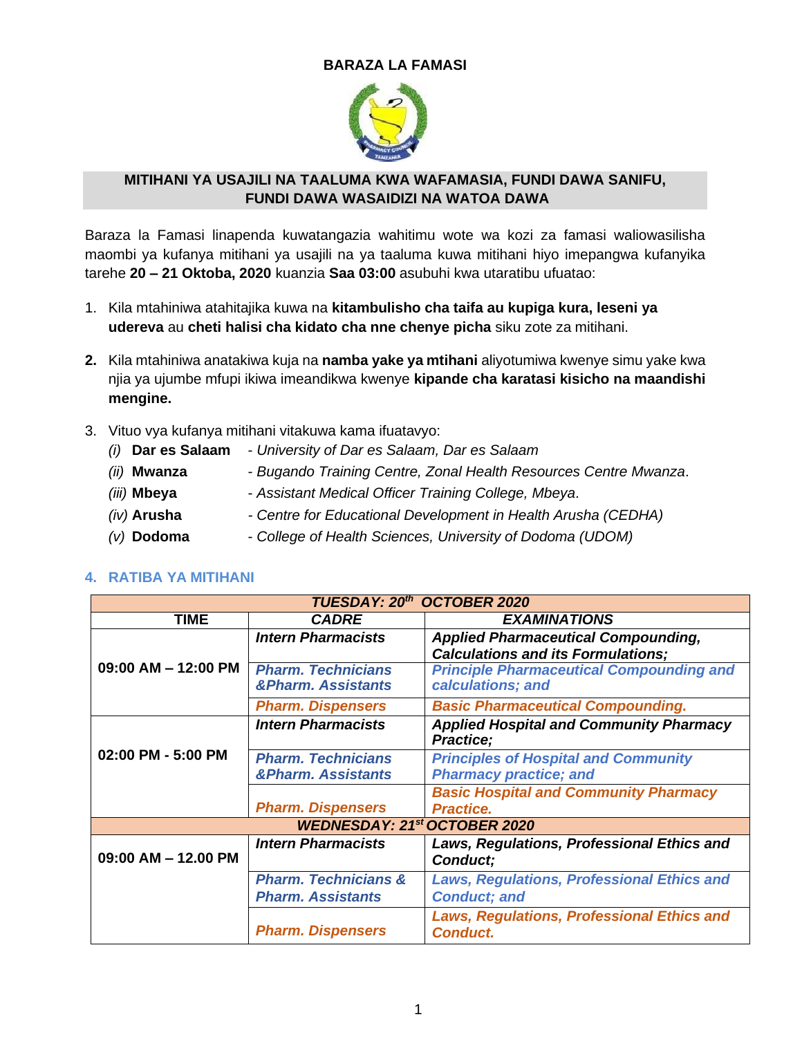# BARAZA LA FAMASI

## MITIHANI YA USAJILI NA TAALUMA KWA WAFAMASIA, FUNDI DAWA SANIFU, FUNDI DAWA WASAIDIZI NA WATOA DAWA

Baraza la Famasi linapenda kuwatangazia wahitimu wote wa kozi za famasi waliowasilisha maombi ya kufanya mitihani ya usajili na ya taaluma kuwa mitihani hiyo imepangwa kufanyika tarehe **20 – 21 Oktoba, 2020** kuanzia **Saa 03:00** asubuhi kwa utaratibu ufuatao:

1. Kila mtahiniwa atahitajika kuwa na **kitambulisho cha taifa au kupiga kura, leseni ya udereva** au **cheti halisi cha kidato cha nne chenye picha** siku zote za mitihani.

2. Kila mtahiniwa anatakiwa kuja na **namba yake ya mtihani** aliyotumiwa kwenye simu yake kwa njia ya ujumbe mfupi ikiwa imeandikwa kwenye **kipande cha karatasi kisicho na maandishi mengine.**

3. Vituo vya kufanya mitihani vitakuwa kama ifuatavyo:
   - *(i)* **Dar es Salaam** - *University of Dar es Salaam, Dar es Salaam*
   - *(ii)* **Mwanza** - *Bugando Training Centre, Zonal Health Resources Centre Mwanza*.
   - *(iii)* **Mbeya** - *Assistant Medical Officer Training College, Mbeya*.
   - *(iv)* **Arusha** - *Centre for Educational Development in Health Arusha (CEDHA)*
   - *(v)* **Dodoma** - *College of Health Sciences, University of Dodoma (UDOM)*

### 4. RATIBA YA MITIHANI

| TUESDAY: 20th OCTOBER 2020 | | |
|---|---|---|
| **TIME** | ***CADRE*** | ***EXAMINATIONS*** |
| **09:00 AM – 12:00 PM** | ***Intern Pharmacists*** | ***Applied Pharmaceutical Compounding, Calculations and its Formulations;*** |
| | ***Pharm. Technicians &Pharm. Assistants*** | ***Principle Pharmaceutical Compounding and calculations; and*** |
| | ***Pharm. Dispensers*** | ***Basic Pharmaceutical Compounding.*** |
| **02:00 PM - 5:00 PM** | ***Intern Pharmacists*** | ***Applied Hospital and Community Pharmacy Practice;*** |
| | ***Pharm. Technicians &Pharm. Assistants*** | ***Principles of Hospital and Community Pharmacy practice; and*** |
| | ***Pharm. Dispensers*** | ***Basic Hospital and Community Pharmacy Practice.*** |
| **WEDNESDAY: 21st OCTOBER 2020** | | |
| **09:00 AM – 12.00 PM** | ***Intern Pharmacists*** | ***Laws, Regulations, Professional Ethics and Conduct;*** |
| | ***Pharm. Technicians & Pharm. Assistants*** | ***Laws, Regulations, Professional Ethics and Conduct; and*** |
| | ***Pharm. Dispensers*** | ***Laws, Regulations, Professional Ethics and Conduct.*** |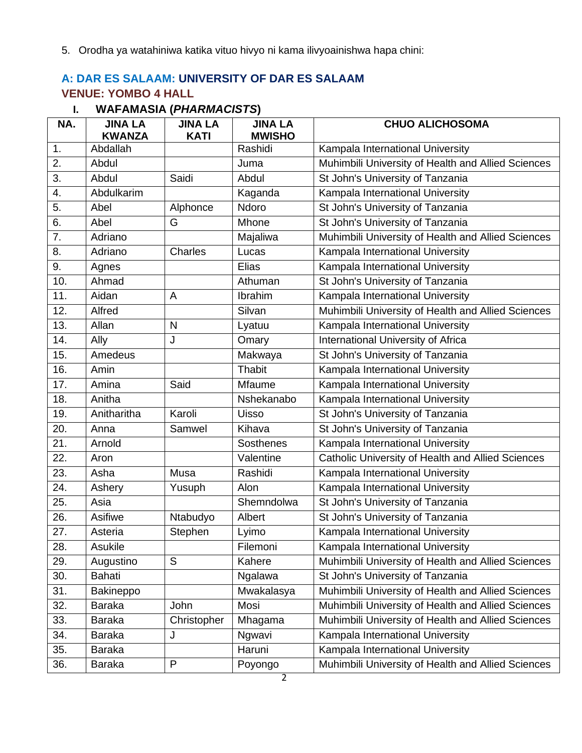5. Orodha ya watahiniwa katika vituo hivyo ni kama ilivyoainishwa hapa chini:

## A: DAR ES SALAAM: UNIVERSITY OF DAR ES SALAAM

### VENUE: YOMBO 4 HALL

### I. WAFAMASIA (*PHARMACISTS*)

| NA. | JINA LA KWANZA | JINA LA KATI | JINA LA MWISHO | CHUO ALICHOSOMA |
|---|---|---|---|---|
| 1. | Abdallah | | Rashidi | Kampala International University |
| 2. | Abdul | | Juma | Muhimbili University of Health and Allied Sciences |
| 3. | Abdul | Saidi | Abdul | St John's University of Tanzania |
| 4. | Abdulkarim | | Kaganda | Kampala International University |
| 5. | Abel | Alphonce | Ndoro | St John's University of Tanzania |
| 6. | Abel | G | Mhone | St John's University of Tanzania |
| 7. | Adriano | | Majaliwa | Muhimbili University of Health and Allied Sciences |
| 8. | Adriano | Charles | Lucas | Kampala International University |
| 9. | Agnes | | Elias | Kampala International University |
| 10. | Ahmad | | Athuman | St John's University of Tanzania |
| 11. | Aidan | A | Ibrahim | Kampala International University |
| 12. | Alfred | | Silvan | Muhimbili University of Health and Allied Sciences |
| 13. | Allan | N | Lyatuu | Kampala International University |
| 14. | Ally | J | Omary | International University of Africa |
| 15. | Amedeus | | Makwaya | St John's University of Tanzania |
| 16. | Amin | | Thabit | Kampala International University |
| 17. | Amina | Said | Mfaume | Kampala International University |
| 18. | Anitha | | Nshekanabo | Kampala International University |
| 19. | Anitharitha | Karoli | Uisso | St John's University of Tanzania |
| 20. | Anna | Samwel | Kihava | St John's University of Tanzania |
| 21. | Arnold | | Sosthenes | Kampala International University |
| 22. | Aron | | Valentine | Catholic University of Health and Allied Sciences |
| 23. | Asha | Musa | Rashidi | Kampala International University |
| 24. | Ashery | Yusuph | Alon | Kampala International University |
| 25. | Asia | | Shemndolwa | St John's University of Tanzania |
| 26. | Asifiwe | Ntabudyo | Albert | St John's University of Tanzania |
| 27. | Asteria | Stephen | Lyimo | Kampala International University |
| 28. | Asukile | | Filemoni | Kampala International University |
| 29. | Augustino | S | Kahere | Muhimbili University of Health and Allied Sciences |
| 30. | Bahati | | Ngalawa | St John's University of Tanzania |
| 31. | Bakineppo | | Mwakalasya | Muhimbili University of Health and Allied Sciences |
| 32. | Baraka | John | Mosi | Muhimbili University of Health and Allied Sciences |
| 33. | Baraka | Christopher | Mhagama | Muhimbili University of Health and Allied Sciences |
| 34. | Baraka | J | Ngwavi | Kampala International University |
| 35. | Baraka | | Haruni | Kampala International University |
| 36. | Baraka | P | Poyongo | Muhimbili University of Health and Allied Sciences |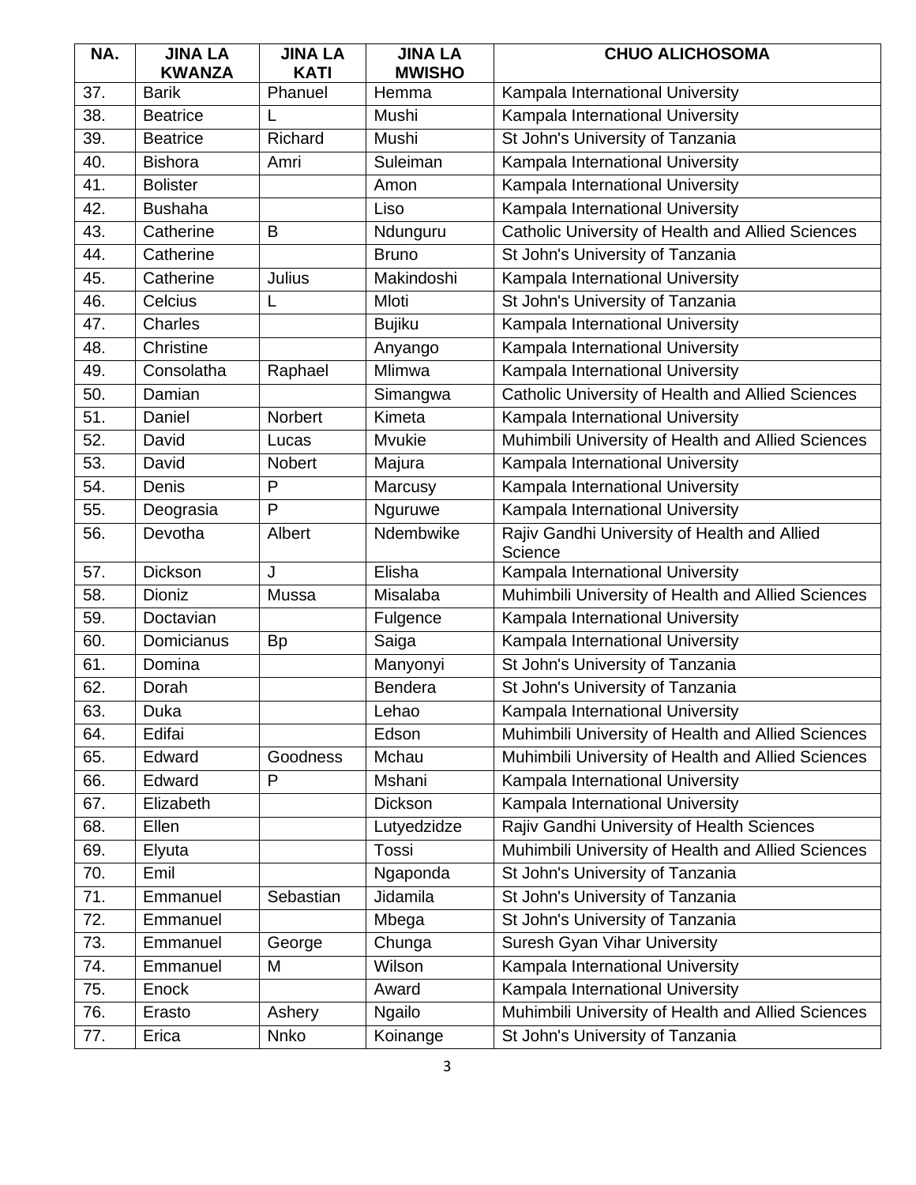| NA. | JINA LA KWANZA | JINA LA KATI | JINA LA MWISHO | CHUO ALICHOSOMA |
|---|---|---|---|---|
| 37. | Barik | Phanuel | Hemma | Kampala International University |
| 38. | Beatrice | L | Mushi | Kampala International University |
| 39. | Beatrice | Richard | Mushi | St John's University of Tanzania |
| 40. | Bishora | Amri | Suleiman | Kampala International University |
| 41. | Bolister | | Amon | Kampala International University |
| 42. | Bushaha | | Liso | Kampala International University |
| 43. | Catherine | B | Ndunguru | Catholic University of Health and Allied Sciences |
| 44. | Catherine | | Bruno | St John's University of Tanzania |
| 45. | Catherine | Julius | Makindoshi | Kampala International University |
| 46. | Celcius | L | Mloti | St John's University of Tanzania |
| 47. | Charles | | Bujiku | Kampala International University |
| 48. | Christine | | Anyango | Kampala International University |
| 49. | Consolatha | Raphael | Mlimwa | Kampala International University |
| 50. | Damian | | Simangwa | Catholic University of Health and Allied Sciences |
| 51. | Daniel | Norbert | Kimeta | Kampala International University |
| 52. | David | Lucas | Mvukie | Muhimbili University of Health and Allied Sciences |
| 53. | David | Nobert | Majura | Kampala International University |
| 54. | Denis | P | Marcusy | Kampala International University |
| 55. | Deograsia | P | Nguruwe | Kampala International University |
| 56. | Devotha | Albert | Ndembwike | Rajiv Gandhi University of Health and Allied Science |
| 57. | Dickson | J | Elisha | Kampala International University |
| 58. | Dioniz | Mussa | Misalaba | Muhimbili University of Health and Allied Sciences |
| 59. | Doctavian | | Fulgence | Kampala International University |
| 60. | Domicianus | Bp | Saiga | Kampala International University |
| 61. | Domina | | Manyonyi | St John's University of Tanzania |
| 62. | Dorah | | Bendera | St John's University of Tanzania |
| 63. | Duka | | Lehao | Kampala International University |
| 64. | Edifai | | Edson | Muhimbili University of Health and Allied Sciences |
| 65. | Edward | Goodness | Mchau | Muhimbili University of Health and Allied Sciences |
| 66. | Edward | P | Mshani | Kampala International University |
| 67. | Elizabeth | | Dickson | Kampala International University |
| 68. | Ellen | | Lutyedzidze | Rajiv Gandhi University of Health Sciences |
| 69. | Elyuta | | Tossi | Muhimbili University of Health and Allied Sciences |
| 70. | Emil | | Ngaponda | St John's University of Tanzania |
| 71. | Emmanuel | Sebastian | Jidamila | St John's University of Tanzania |
| 72. | Emmanuel | | Mbega | St John's University of Tanzania |
| 73. | Emmanuel | George | Chunga | Suresh Gyan Vihar University |
| 74. | Emmanuel | M | Wilson | Kampala International University |
| 75. | Enock | | Award | Kampala International University |
| 76. | Erasto | Ashery | Ngailo | Muhimbili University of Health and Allied Sciences |
| 77. | Erica | Nnko | Koinange | St John's University of Tanzania |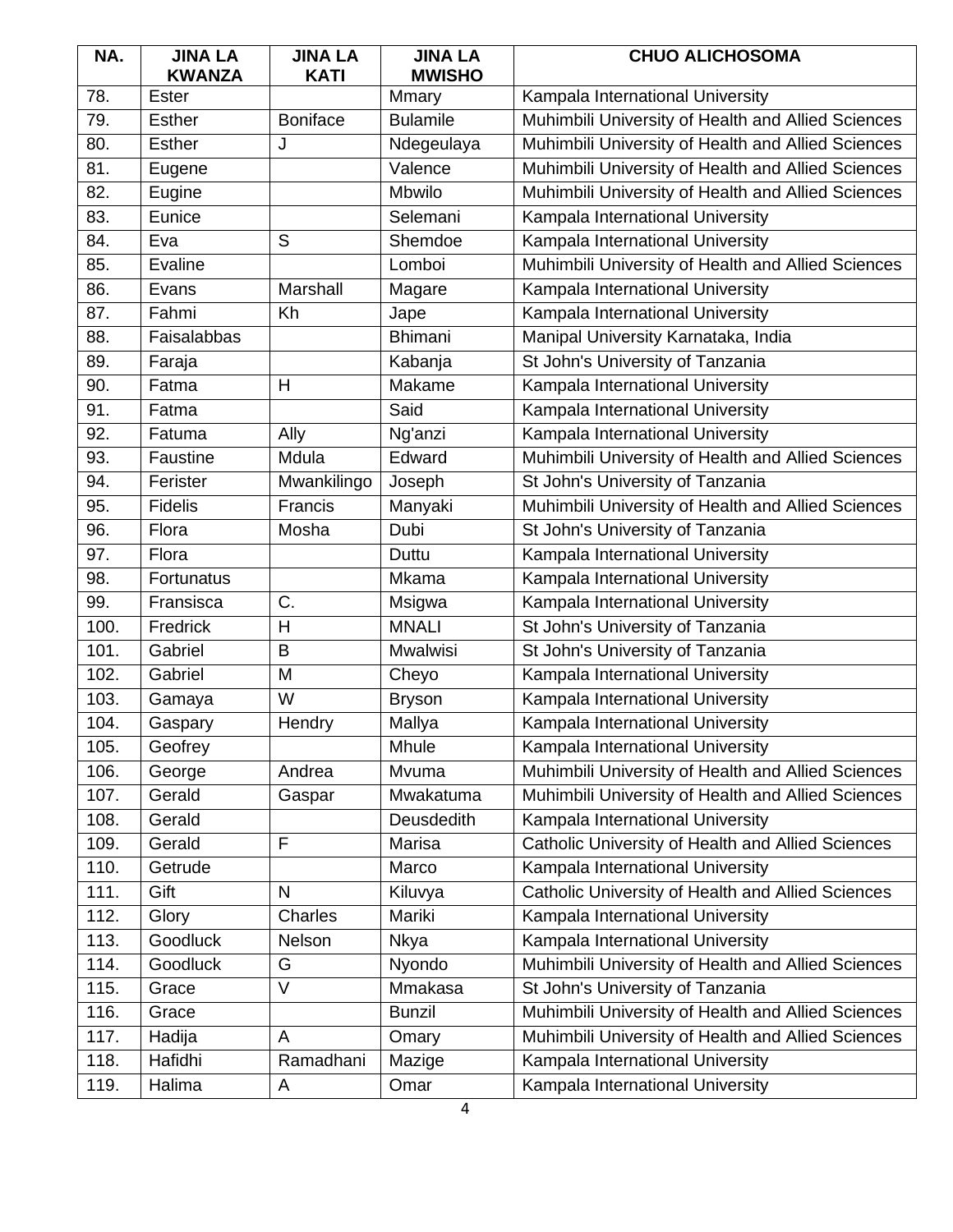| NA. | JINA LA KWANZA | JINA LA KATI | JINA LA MWISHO | CHUO ALICHOSOMA |
|---|---|---|---|---|
| 78. | Ester | | Mmary | Kampala International University |
| 79. | Esther | Boniface | Bulamile | Muhimbili University of Health and Allied Sciences |
| 80. | Esther | J | Ndegeulaya | Muhimbili University of Health and Allied Sciences |
| 81. | Eugene | | Valence | Muhimbili University of Health and Allied Sciences |
| 82. | Eugine | | Mbwilo | Muhimbili University of Health and Allied Sciences |
| 83. | Eunice | | Selemani | Kampala International University |
| 84. | Eva | S | Shemdoe | Kampala International University |
| 85. | Evaline | | Lomboi | Muhimbili University of Health and Allied Sciences |
| 86. | Evans | Marshall | Magare | Kampala International University |
| 87. | Fahmi | Kh | Jape | Kampala International University |
| 88. | Faisalabbas | | Bhimani | Manipal University Karnataka, India |
| 89. | Faraja | | Kabanja | St John's University of Tanzania |
| 90. | Fatma | H | Makame | Kampala International University |
| 91. | Fatma | | Said | Kampala International University |
| 92. | Fatuma | Ally | Ng'anzi | Kampala International University |
| 93. | Faustine | Mdula | Edward | Muhimbili University of Health and Allied Sciences |
| 94. | Ferister | Mwankilingo | Joseph | St John's University of Tanzania |
| 95. | Fidelis | Francis | Manyaki | Muhimbili University of Health and Allied Sciences |
| 96. | Flora | Mosha | Dubi | St John's University of Tanzania |
| 97. | Flora | | Duttu | Kampala International University |
| 98. | Fortunatus | | Mkama | Kampala International University |
| 99. | Fransisca | C. | Msigwa | Kampala International University |
| 100. | Fredrick | H | MNALI | St John's University of Tanzania |
| 101. | Gabriel | B | Mwalwisi | St John's University of Tanzania |
| 102. | Gabriel | M | Cheyo | Kampala International University |
| 103. | Gamaya | W | Bryson | Kampala International University |
| 104. | Gaspary | Hendry | Mallya | Kampala International University |
| 105. | Geofrey | | Mhule | Kampala International University |
| 106. | George | Andrea | Mvuma | Muhimbili University of Health and Allied Sciences |
| 107. | Gerald | Gaspar | Mwakatuma | Muhimbili University of Health and Allied Sciences |
| 108. | Gerald | | Deusdedith | Kampala International University |
| 109. | Gerald | F | Marisa | Catholic University of Health and Allied Sciences |
| 110. | Getrude | | Marco | Kampala International University |
| 111. | Gift | N | Kiluvya | Catholic University of Health and Allied Sciences |
| 112. | Glory | Charles | Mariki | Kampala International University |
| 113. | Goodluck | Nelson | Nkya | Kampala International University |
| 114. | Goodluck | G | Nyondo | Muhimbili University of Health and Allied Sciences |
| 115. | Grace | V | Mmakasa | St John's University of Tanzania |
| 116. | Grace | | Bunzil | Muhimbili University of Health and Allied Sciences |
| 117. | Hadija | A | Omary | Muhimbili University of Health and Allied Sciences |
| 118. | Hafidhi | Ramadhani | Mazige | Kampala International University |
| 119. | Halima | A | Omar | Kampala International University |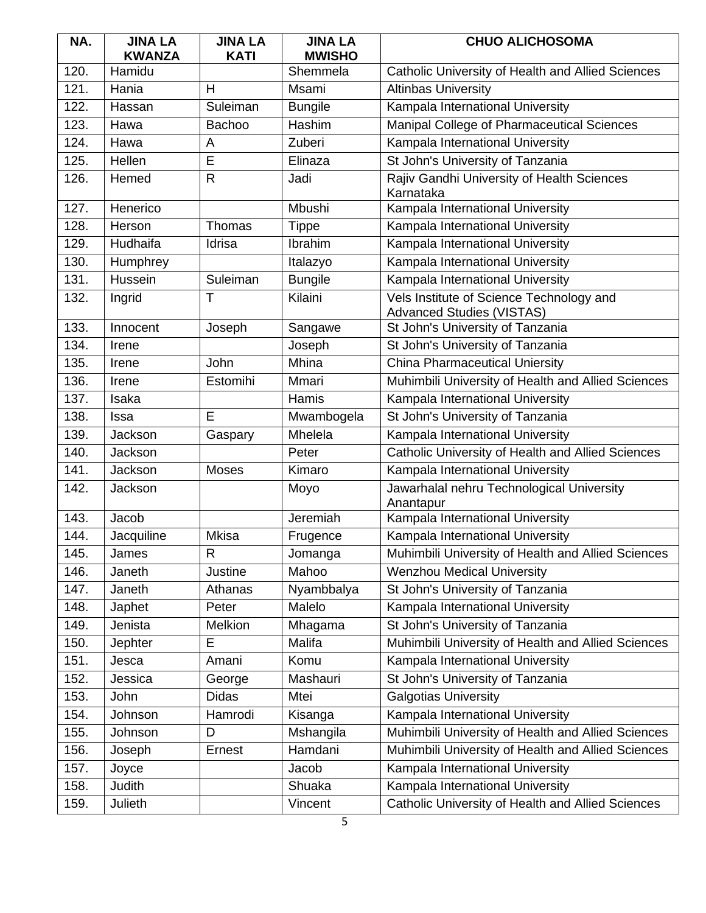| NA. | JINA LA KWANZA | JINA LA KATI | JINA LA MWISHO | CHUO ALICHOSOMA |
|---|---|---|---|---|
| 120. | Hamidu | | Shemmela | Catholic University of Health and Allied Sciences |
| 121. | Hania | H | Msami | Altinbas University |
| 122. | Hassan | Suleiman | Bungile | Kampala International University |
| 123. | Hawa | Bachoo | Hashim | Manipal College of Pharmaceutical Sciences |
| 124. | Hawa | A | Zuberi | Kampala International University |
| 125. | Hellen | E | Elinaza | St John's University of Tanzania |
| 126. | Hemed | R | Jadi | Rajiv Gandhi University of Health Sciences Karnataka |
| 127. | Henerico | | Mbushi | Kampala International University |
| 128. | Herson | Thomas | Tippe | Kampala International University |
| 129. | Hudhaifa | Idrisa | Ibrahim | Kampala International University |
| 130. | Humphrey | | Italazyo | Kampala International University |
| 131. | Hussein | Suleiman | Bungile | Kampala International University |
| 132. | Ingrid | T | Kilaini | Vels Institute of Science Technology and Advanced Studies (VISTAS) |
| 133. | Innocent | Joseph | Sangawe | St John's University of Tanzania |
| 134. | Irene | | Joseph | St John's University of Tanzania |
| 135. | Irene | John | Mhina | China Pharmaceutical Uniersity |
| 136. | Irene | Estomihi | Mmari | Muhimbili University of Health and Allied Sciences |
| 137. | Isaka | | Hamis | Kampala International University |
| 138. | Issa | E | Mwambogela | St John's University of Tanzania |
| 139. | Jackson | Gaspary | Mhelela | Kampala International University |
| 140. | Jackson | | Peter | Catholic University of Health and Allied Sciences |
| 141. | Jackson | Moses | Kimaro | Kampala International University |
| 142. | Jackson | | Moyo | Jawarhalal nehru Technological University Anantapur |
| 143. | Jacob | | Jeremiah | Kampala International University |
| 144. | Jacquiline | Mkisa | Frugence | Kampala International University |
| 145. | James | R | Jomanga | Muhimbili University of Health and Allied Sciences |
| 146. | Janeth | Justine | Mahoo | Wenzhou Medical University |
| 147. | Janeth | Athanas | Nyambbalya | St John's University of Tanzania |
| 148. | Japhet | Peter | Malelo | Kampala International University |
| 149. | Jenista | Melkion | Mhagama | St John's University of Tanzania |
| 150. | Jephter | E | Malifa | Muhimbili University of Health and Allied Sciences |
| 151. | Jesca | Amani | Komu | Kampala International University |
| 152. | Jessica | George | Mashauri | St John's University of Tanzania |
| 153. | John | Didas | Mtei | Galgotias University |
| 154. | Johnson | Hamrodi | Kisanga | Kampala International University |
| 155. | Johnson | D | Mshangila | Muhimbili University of Health and Allied Sciences |
| 156. | Joseph | Ernest | Hamdani | Muhimbili University of Health and Allied Sciences |
| 157. | Joyce | | Jacob | Kampala International University |
| 158. | Judith | | Shuaka | Kampala International University |
| 159. | Julieth | | Vincent | Catholic University of Health and Allied Sciences |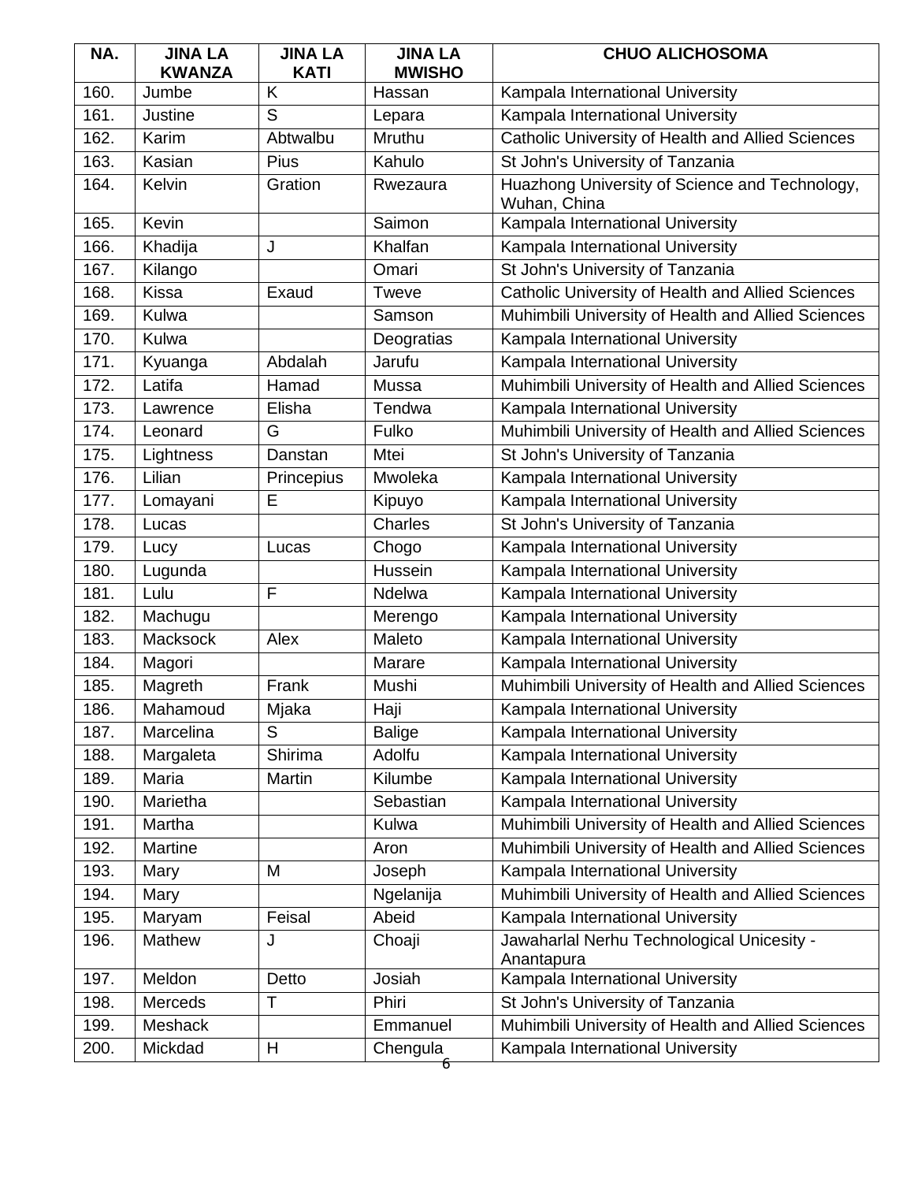| NA. | JINA LA KWANZA | JINA LA KATI | JINA LA MWISHO | CHUO ALICHOSOMA |
|---|---|---|---|---|
| 160. | Jumbe | K | Hassan | Kampala International University |
| 161. | Justine | S | Lepara | Kampala International University |
| 162. | Karim | Abtwalbu | Mruthu | Catholic University of Health and Allied Sciences |
| 163. | Kasian | Pius | Kahulo | St John's University of Tanzania |
| 164. | Kelvin | Gration | Rwezaura | Huazhong University of Science and Technology, Wuhan, China |
| 165. | Kevin | | Saimon | Kampala International University |
| 166. | Khadija | J | Khalfan | Kampala International University |
| 167. | Kilango | | Omari | St John's University of Tanzania |
| 168. | Kissa | Exaud | Tweve | Catholic University of Health and Allied Sciences |
| 169. | Kulwa | | Samson | Muhimbili University of Health and Allied Sciences |
| 170. | Kulwa | | Deogratias | Kampala International University |
| 171. | Kyuanga | Abdalah | Jarufu | Kampala International University |
| 172. | Latifa | Hamad | Mussa | Muhimbili University of Health and Allied Sciences |
| 173. | Lawrence | Elisha | Tendwa | Kampala International University |
| 174. | Leonard | G | Fulko | Muhimbili University of Health and Allied Sciences |
| 175. | Lightness | Danstan | Mtei | St John's University of Tanzania |
| 176. | Lilian | Princepius | Mwoleka | Kampala International University |
| 177. | Lomayani | E | Kipuyo | Kampala International University |
| 178. | Lucas | | Charles | St John's University of Tanzania |
| 179. | Lucy | Lucas | Chogo | Kampala International University |
| 180. | Lugunda | | Hussein | Kampala International University |
| 181. | Lulu | F | Ndelwa | Kampala International University |
| 182. | Machugu | | Merengo | Kampala International University |
| 183. | Macksock | Alex | Maleto | Kampala International University |
| 184. | Magori | | Marare | Kampala International University |
| 185. | Magreth | Frank | Mushi | Muhimbili University of Health and Allied Sciences |
| 186. | Mahamoud | Mjaka | Haji | Kampala International University |
| 187. | Marcelina | S | Balige | Kampala International University |
| 188. | Margaleta | Shirima | Adolfu | Kampala International University |
| 189. | Maria | Martin | Kilumbe | Kampala International University |
| 190. | Marietha | | Sebastian | Kampala International University |
| 191. | Martha | | Kulwa | Muhimbili University of Health and Allied Sciences |
| 192. | Martine | | Aron | Muhimbili University of Health and Allied Sciences |
| 193. | Mary | M | Joseph | Kampala International University |
| 194. | Mary | | Ngelanija | Muhimbili University of Health and Allied Sciences |
| 195. | Maryam | Feisal | Abeid | Kampala International University |
| 196. | Mathew | J | Choaji | Jawaharlal Nerhu Technological Unicesity - Anantapura |
| 197. | Meldon | Detto | Josiah | Kampala International University |
| 198. | Merceds | T | Phiri | St John's University of Tanzania |
| 199. | Meshack | | Emmanuel | Muhimbili University of Health and Allied Sciences |
| 200. | Mickdad | H | Chengula | Kampala International University |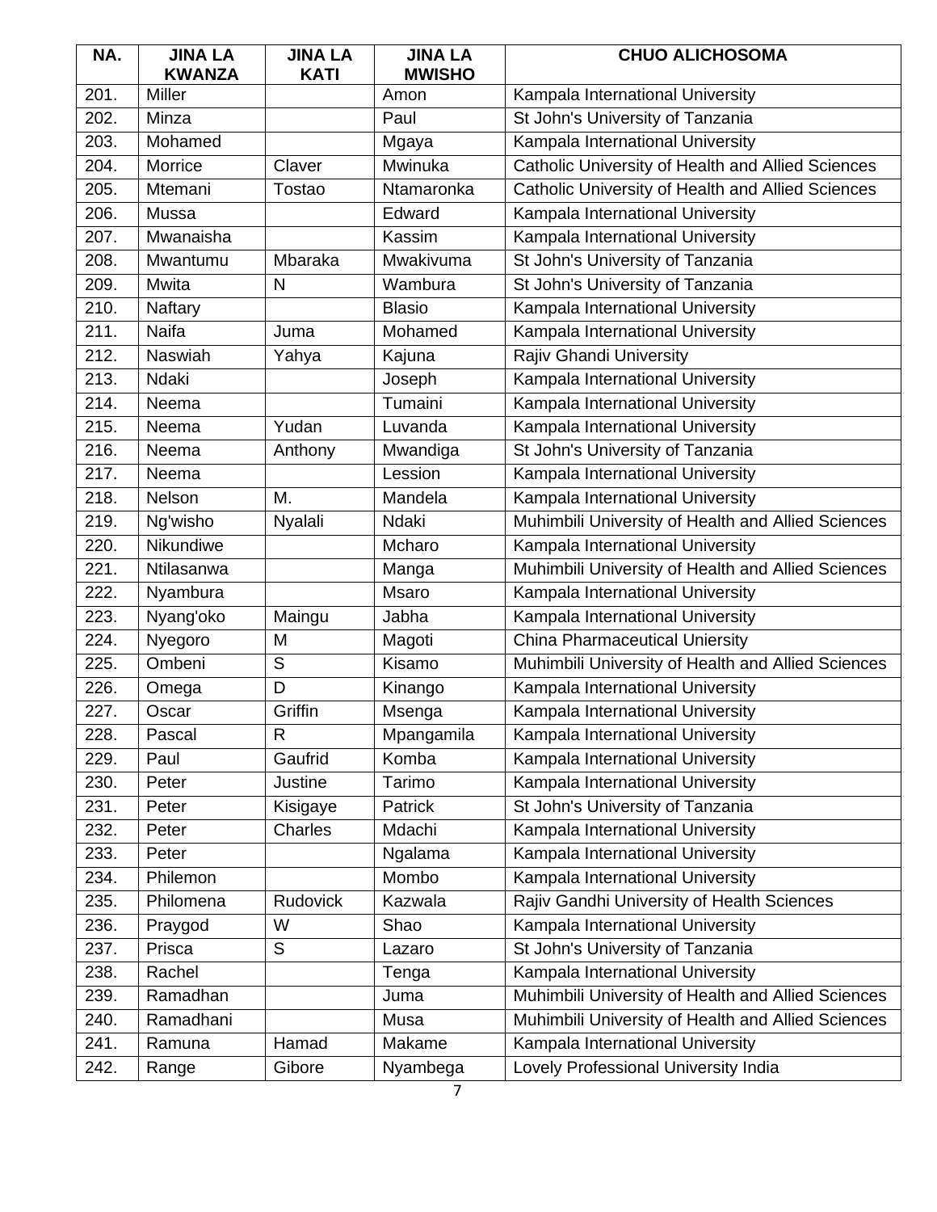| NA. | JINA LA KWANZA | JINA LA KATI | JINA LA MWISHO | CHUO ALICHOSOMA |
|---|---|---|---|---|
| 201. | Miller | | Amon | Kampala International University |
| 202. | Minza | | Paul | St John's University of Tanzania |
| 203. | Mohamed | | Mgaya | Kampala International University |
| 204. | Morrice | Claver | Mwinuka | Catholic University of Health and Allied Sciences |
| 205. | Mtemani | Tostao | Ntamaronka | Catholic University of Health and Allied Sciences |
| 206. | Mussa | | Edward | Kampala International University |
| 207. | Mwanaisha | | Kassim | Kampala International University |
| 208. | Mwantumu | Mbaraka | Mwakivuma | St John's University of Tanzania |
| 209. | Mwita | N | Wambura | St John's University of Tanzania |
| 210. | Naftary | | Blasio | Kampala International University |
| 211. | Naifa | Juma | Mohamed | Kampala International University |
| 212. | Naswiah | Yahya | Kajuna | Rajiv Ghandi University |
| 213. | Ndaki | | Joseph | Kampala International University |
| 214. | Neema | | Tumaini | Kampala International University |
| 215. | Neema | Yudan | Luvanda | Kampala International University |
| 216. | Neema | Anthony | Mwandiga | St John's University of Tanzania |
| 217. | Neema | | Lession | Kampala International University |
| 218. | Nelson | M. | Mandela | Kampala International University |
| 219. | Ng'wisho | Nyalali | Ndaki | Muhimbili University of Health and Allied Sciences |
| 220. | Nikundiwe | | Mcharo | Kampala International University |
| 221. | Ntilasanwa | | Manga | Muhimbili University of Health and Allied Sciences |
| 222. | Nyambura | | Msaro | Kampala International University |
| 223. | Nyang'oko | Maingu | Jabha | Kampala International University |
| 224. | Nyegoro | M | Magoti | China Pharmaceutical Uniersity |
| 225. | Ombeni | S | Kisamo | Muhimbili University of Health and Allied Sciences |
| 226. | Omega | D | Kinango | Kampala International University |
| 227. | Oscar | Griffin | Msenga | Kampala International University |
| 228. | Pascal | R | Mpangamila | Kampala International University |
| 229. | Paul | Gaufrid | Komba | Kampala International University |
| 230. | Peter | Justine | Tarimo | Kampala International University |
| 231. | Peter | Kisigaye | Patrick | St John's University of Tanzania |
| 232. | Peter | Charles | Mdachi | Kampala International University |
| 233. | Peter | | Ngalama | Kampala International University |
| 234. | Philemon | | Mombo | Kampala International University |
| 235. | Philomena | Rudovick | Kazwala | Rajiv Gandhi University of Health Sciences |
| 236. | Praygod | W | Shao | Kampala International University |
| 237. | Prisca | S | Lazaro | St John's University of Tanzania |
| 238. | Rachel | | Tenga | Kampala International University |
| 239. | Ramadhan | | Juma | Muhimbili University of Health and Allied Sciences |
| 240. | Ramadhani | | Musa | Muhimbili University of Health and Allied Sciences |
| 241. | Ramuna | Hamad | Makame | Kampala International University |
| 242. | Range | Gibore | Nyambega | Lovely Professional University India |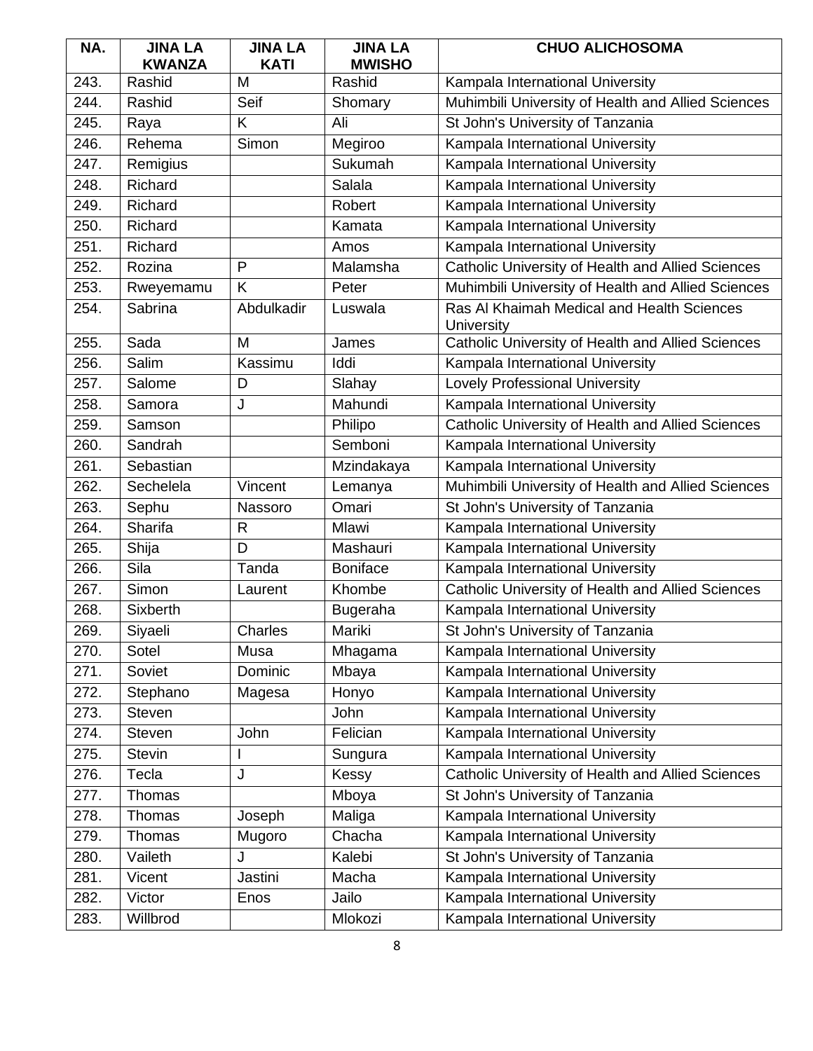| NA. | JINA LA KWANZA | JINA LA KATI | JINA LA MWISHO | CHUO ALICHOSOMA |
|---|---|---|---|---|
| 243. | Rashid | M | Rashid | Kampala International University |
| 244. | Rashid | Seif | Shomary | Muhimbili University of Health and Allied Sciences |
| 245. | Raya | K | Ali | St John's University of Tanzania |
| 246. | Rehema | Simon | Megiroo | Kampala International University |
| 247. | Remigius | | Sukumah | Kampala International University |
| 248. | Richard | | Salala | Kampala International University |
| 249. | Richard | | Robert | Kampala International University |
| 250. | Richard | | Kamata | Kampala International University |
| 251. | Richard | | Amos | Kampala International University |
| 252. | Rozina | P | Malamsha | Catholic University of Health and Allied Sciences |
| 253. | Rweyemamu | K | Peter | Muhimbili University of Health and Allied Sciences |
| 254. | Sabrina | Abdulkadir | Luswala | Ras Al Khaimah Medical and Health Sciences University |
| 255. | Sada | M | James | Catholic University of Health and Allied Sciences |
| 256. | Salim | Kassimu | Iddi | Kampala International University |
| 257. | Salome | D | Slahay | Lovely Professional University |
| 258. | Samora | J | Mahundi | Kampala International University |
| 259. | Samson | | Philipo | Catholic University of Health and Allied Sciences |
| 260. | Sandrah | | Semboni | Kampala International University |
| 261. | Sebastian | | Mzindakaya | Kampala International University |
| 262. | Sechelela | Vincent | Lemanya | Muhimbili University of Health and Allied Sciences |
| 263. | Sephu | Nassoro | Omari | St John's University of Tanzania |
| 264. | Sharifa | R | Mlawi | Kampala International University |
| 265. | Shija | D | Mashauri | Kampala International University |
| 266. | Sila | Tanda | Boniface | Kampala International University |
| 267. | Simon | Laurent | Khombe | Catholic University of Health and Allied Sciences |
| 268. | Sixberth | | Bugeraha | Kampala International University |
| 269. | Siyaeli | Charles | Mariki | St John's University of Tanzania |
| 270. | Sotel | Musa | Mhagama | Kampala International University |
| 271. | Soviet | Dominic | Mbaya | Kampala International University |
| 272. | Stephano | Magesa | Honyo | Kampala International University |
| 273. | Steven | | John | Kampala International University |
| 274. | Steven | John | Felician | Kampala International University |
| 275. | Stevin | I | Sungura | Kampala International University |
| 276. | Tecla | J | Kessy | Catholic University of Health and Allied Sciences |
| 277. | Thomas | | Mboya | St John's University of Tanzania |
| 278. | Thomas | Joseph | Maliga | Kampala International University |
| 279. | Thomas | Mugoro | Chacha | Kampala International University |
| 280. | Vaileth | J | Kalebi | St John's University of Tanzania |
| 281. | Vicent | Jastini | Macha | Kampala International University |
| 282. | Victor | Enos | Jailo | Kampala International University |
| 283. | Willbrod | | Mlokozi | Kampala International University |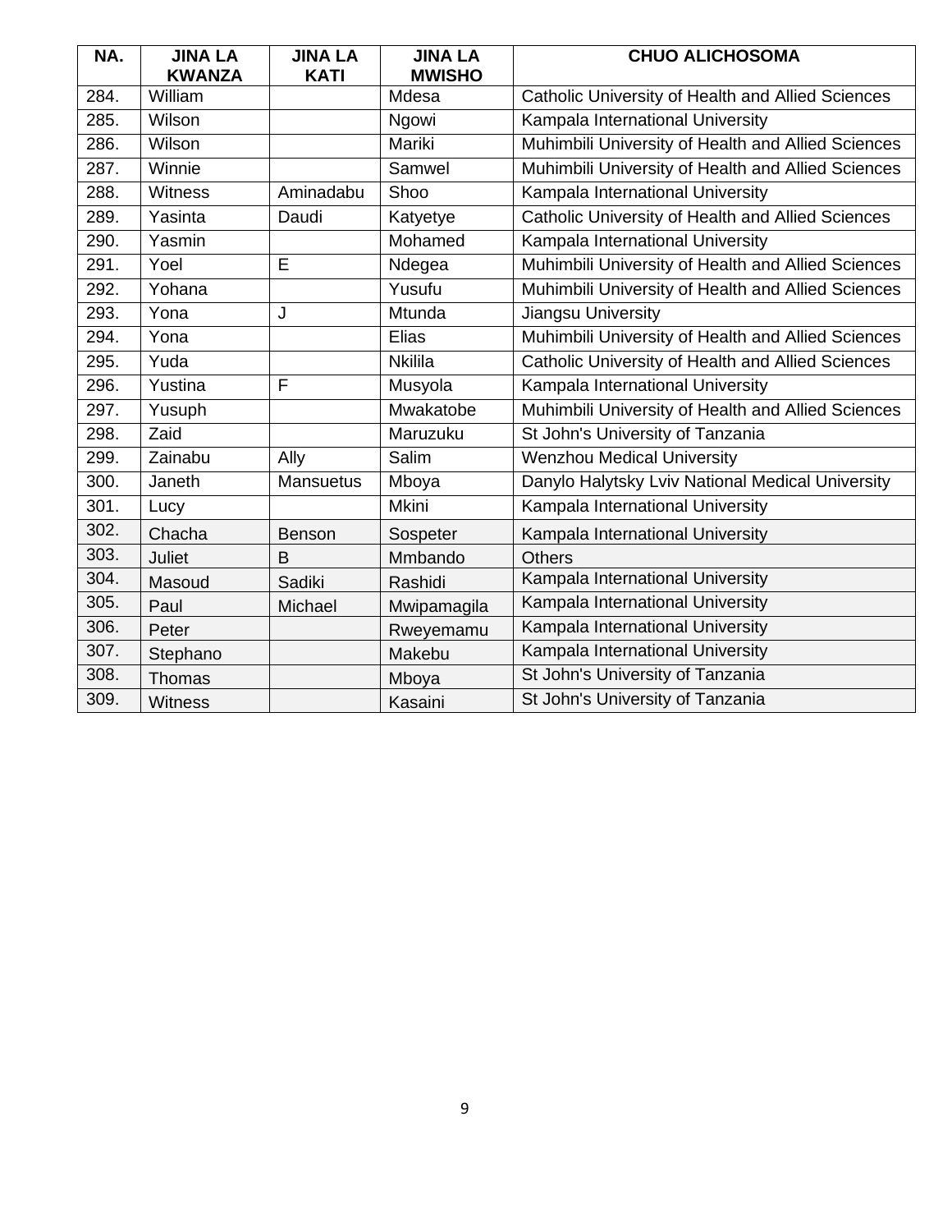| NA. | JINA LA KWANZA | JINA LA KATI | JINA LA MWISHO | CHUO ALICHOSOMA |
|---|---|---|---|---|
| 284. | William | | Mdesa | Catholic University of Health and Allied Sciences |
| 285. | Wilson | | Ngowi | Kampala International University |
| 286. | Wilson | | Mariki | Muhimbili University of Health and Allied Sciences |
| 287. | Winnie | | Samwel | Muhimbili University of Health and Allied Sciences |
| 288. | Witness | Aminadabu | Shoo | Kampala International University |
| 289. | Yasinta | Daudi | Katyetye | Catholic University of Health and Allied Sciences |
| 290. | Yasmin | | Mohamed | Kampala International University |
| 291. | Yoel | E | Ndegea | Muhimbili University of Health and Allied Sciences |
| 292. | Yohana | | Yusufu | Muhimbili University of Health and Allied Sciences |
| 293. | Yona | J | Mtunda | Jiangsu University |
| 294. | Yona | | Elias | Muhimbili University of Health and Allied Sciences |
| 295. | Yuda | | Nkilila | Catholic University of Health and Allied Sciences |
| 296. | Yustina | F | Musyola | Kampala International University |
| 297. | Yusuph | | Mwakatobe | Muhimbili University of Health and Allied Sciences |
| 298. | Zaid | | Maruzuku | St John's University of Tanzania |
| 299. | Zainabu | Ally | Salim | Wenzhou Medical University |
| 300. | Janeth | Mansuetus | Mboya | Danylo Halytsky Lviv National Medical University |
| 301. | Lucy | | Mkini | Kampala International University |
| 302. | Chacha | Benson | Sospeter | Kampala International University |
| 303. | Juliet | B | Mmbando | Others |
| 304. | Masoud | Sadiki | Rashidi | Kampala International University |
| 305. | Paul | Michael | Mwipamagila | Kampala International University |
| 306. | Peter | | Rweyemamu | Kampala International University |
| 307. | Stephano | | Makebu | Kampala International University |
| 308. | Thomas | | Mboya | St John's University of Tanzania |
| 309. | Witness | | Kasaini | St John's University of Tanzania |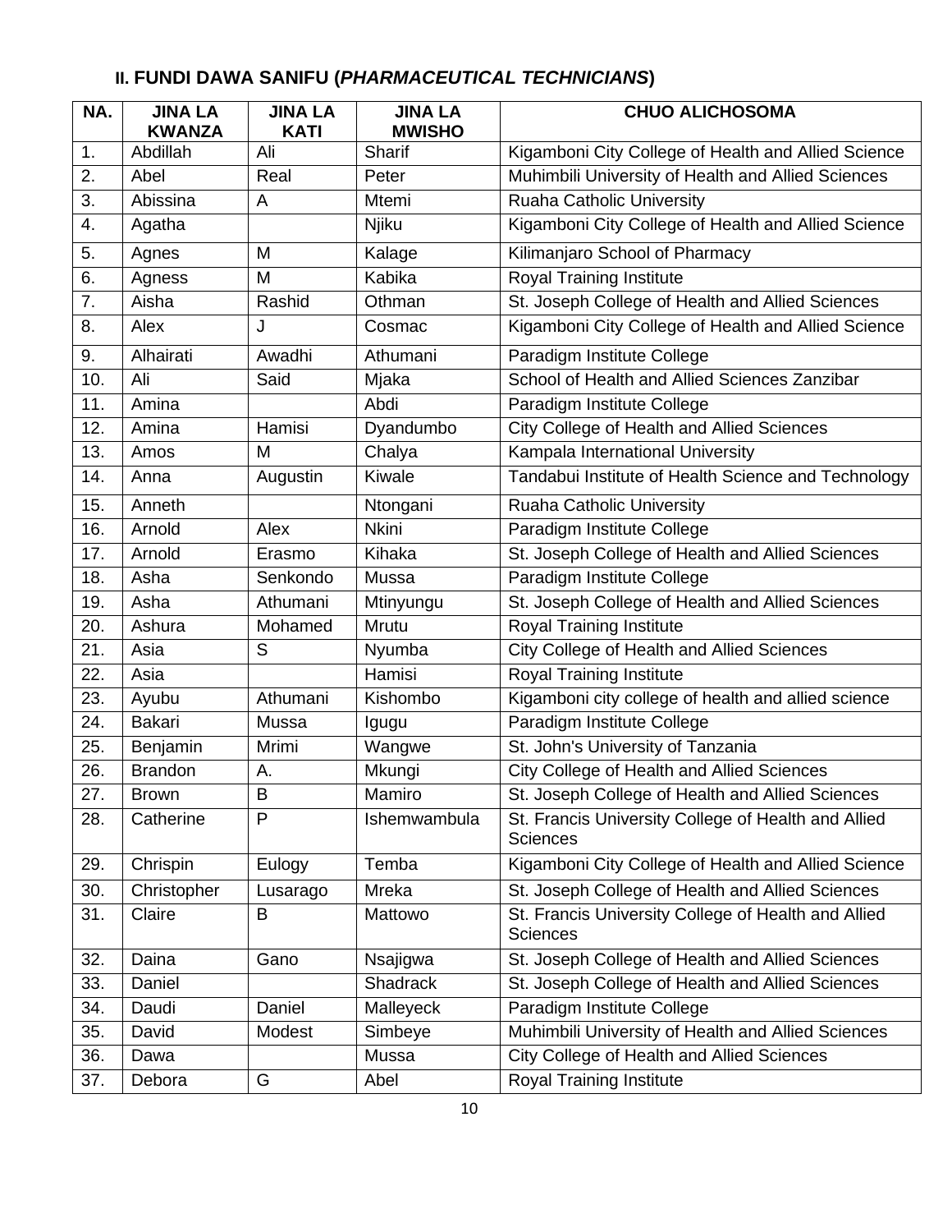### II. FUNDI DAWA SANIFU (*PHARMACEUTICAL TECHNICIANS*)

| NA. | JINA LA KWANZA | JINA LA KATI | JINA LA MWISHO | CHUO ALICHOSOMA |
|---|---|---|---|---|
| 1. | Abdillah | Ali | Sharif | Kigamboni City College of Health and Allied Science |
| 2. | Abel | Real | Peter | Muhimbili University of Health and Allied Sciences |
| 3. | Abissina | A | Mtemi | Ruaha Catholic University |
| 4. | Agatha | | Njiku | Kigamboni City College of Health and Allied Science |
| 5. | Agnes | M | Kalage | Kilimanjaro School of Pharmacy |
| 6. | Agness | M | Kabika | Royal Training Institute |
| 7. | Aisha | Rashid | Othman | St. Joseph College of Health and Allied Sciences |
| 8. | Alex | J | Cosmac | Kigamboni City College of Health and Allied Science |
| 9. | Alhairati | Awadhi | Athumani | Paradigm Institute College |
| 10. | Ali | Said | Mjaka | School of Health and Allied Sciences Zanzibar |
| 11. | Amina | | Abdi | Paradigm Institute College |
| 12. | Amina | Hamisi | Dyandumbo | City College of Health and Allied Sciences |
| 13. | Amos | M | Chalya | Kampala International University |
| 14. | Anna | Augustin | Kiwale | Tandabui Institute of Health Science and Technology |
| 15. | Anneth | | Ntongani | Ruaha Catholic University |
| 16. | Arnold | Alex | Nkini | Paradigm Institute College |
| 17. | Arnold | Erasmo | Kihaka | St. Joseph College of Health and Allied Sciences |
| 18. | Asha | Senkondo | Mussa | Paradigm Institute College |
| 19. | Asha | Athumani | Mtinyungu | St. Joseph College of Health and Allied Sciences |
| 20. | Ashura | Mohamed | Mrutu | Royal Training Institute |
| 21. | Asia | S | Nyumba | City College of Health and Allied Sciences |
| 22. | Asia | | Hamisi | Royal Training Institute |
| 23. | Ayubu | Athumani | Kishombo | Kigamboni city college of health and allied science |
| 24. | Bakari | Mussa | Igugu | Paradigm Institute College |
| 25. | Benjamin | Mrimi | Wangwe | St. John's University of Tanzania |
| 26. | Brandon | A. | Mkungi | City College of Health and Allied Sciences |
| 27. | Brown | B | Mamiro | St. Joseph College of Health and Allied Sciences |
| 28. | Catherine | P | Ishemwambula | St. Francis University College of Health and Allied Sciences |
| 29. | Chrispin | Eulogy | Temba | Kigamboni City College of Health and Allied Science |
| 30. | Christopher | Lusarago | Mreka | St. Joseph College of Health and Allied Sciences |
| 31. | Claire | B | Mattowo | St. Francis University College of Health and Allied Sciences |
| 32. | Daina | Gano | Nsajigwa | St. Joseph College of Health and Allied Sciences |
| 33. | Daniel | | Shadrack | St. Joseph College of Health and Allied Sciences |
| 34. | Daudi | Daniel | Malleyeck | Paradigm Institute College |
| 35. | David | Modest | Simbeye | Muhimbili University of Health and Allied Sciences |
| 36. | Dawa | | Mussa | City College of Health and Allied Sciences |
| 37. | Debora | G | Abel | Royal Training Institute |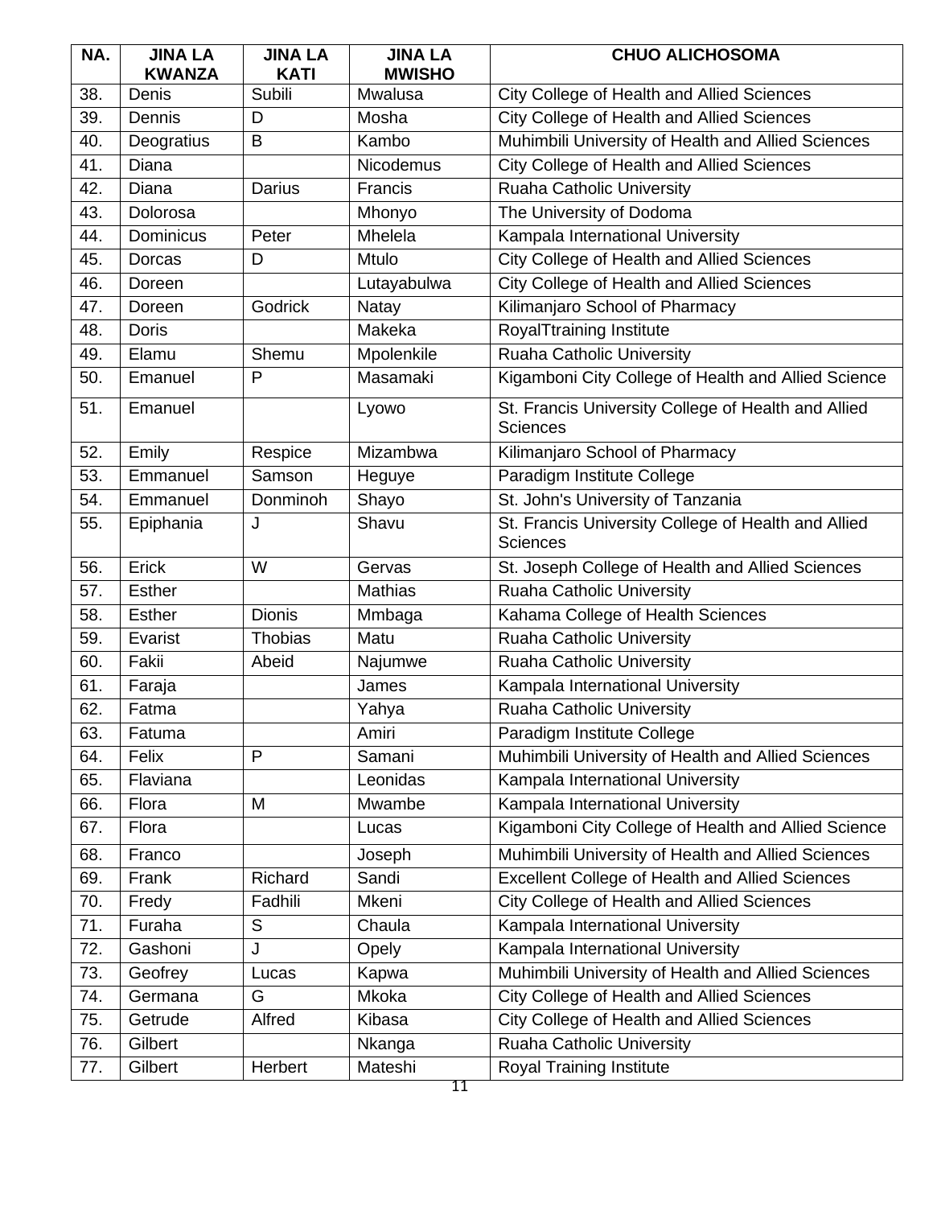| NA. | JINA LA KWANZA | JINA LA KATI | JINA LA MWISHO | CHUO ALICHOSOMA |
|---|---|---|---|---|
| 38. | Denis | Subili | Mwalusa | City College of Health and Allied Sciences |
| 39. | Dennis | D | Mosha | City College of Health and Allied Sciences |
| 40. | Deogratius | B | Kambo | Muhimbili University of Health and Allied Sciences |
| 41. | Diana | | Nicodemus | City College of Health and Allied Sciences |
| 42. | Diana | Darius | Francis | Ruaha Catholic University |
| 43. | Dolorosa | | Mhonyo | The University of Dodoma |
| 44. | Dominicus | Peter | Mhelela | Kampala International University |
| 45. | Dorcas | D | Mtulo | City College of Health and Allied Sciences |
| 46. | Doreen | | Lutayabulwa | City College of Health and Allied Sciences |
| 47. | Doreen | Godrick | Natay | Kilimanjaro School of Pharmacy |
| 48. | Doris | | Makeka | RoyalTtraining Institute |
| 49. | Elamu | Shemu | Mpolenkile | Ruaha Catholic University |
| 50. | Emanuel | P | Masamaki | Kigamboni City College of Health and Allied Science |
| 51. | Emanuel | | Lyowo | St. Francis University College of Health and Allied Sciences |
| 52. | Emily | Respice | Mizambwa | Kilimanjaro School of Pharmacy |
| 53. | Emmanuel | Samson | Heguye | Paradigm Institute College |
| 54. | Emmanuel | Donminoh | Shayo | St. John's University of Tanzania |
| 55. | Epiphania | J | Shavu | St. Francis University College of Health and Allied Sciences |
| 56. | Erick | W | Gervas | St. Joseph College of Health and Allied Sciences |
| 57. | Esther | | Mathias | Ruaha Catholic University |
| 58. | Esther | Dionis | Mmbaga | Kahama College of Health Sciences |
| 59. | Evarist | Thobias | Matu | Ruaha Catholic University |
| 60. | Fakii | Abeid | Najumwe | Ruaha Catholic University |
| 61. | Faraja | | James | Kampala International University |
| 62. | Fatma | | Yahya | Ruaha Catholic University |
| 63. | Fatuma | | Amiri | Paradigm Institute College |
| 64. | Felix | P | Samani | Muhimbili University of Health and Allied Sciences |
| 65. | Flaviana | | Leonidas | Kampala International University |
| 66. | Flora | M | Mwambe | Kampala International University |
| 67. | Flora | | Lucas | Kigamboni City College of Health and Allied Science |
| 68. | Franco | | Joseph | Muhimbili University of Health and Allied Sciences |
| 69. | Frank | Richard | Sandi | Excellent College of Health and Allied Sciences |
| 70. | Fredy | Fadhili | Mkeni | City College of Health and Allied Sciences |
| 71. | Furaha | S | Chaula | Kampala International University |
| 72. | Gashoni | J | Opely | Kampala International University |
| 73. | Geofrey | Lucas | Kapwa | Muhimbili University of Health and Allied Sciences |
| 74. | Germana | G | Mkoka | City College of Health and Allied Sciences |
| 75. | Getrude | Alfred | Kibasa | City College of Health and Allied Sciences |
| 76. | Gilbert | | Nkanga | Ruaha Catholic University |
| 77. | Gilbert | Herbert | Mateshi | Royal Training Institute |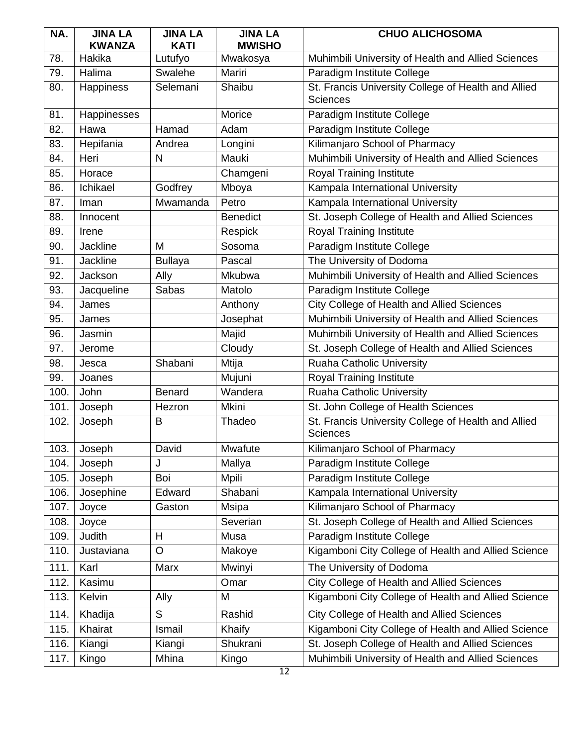| NA. | JINA LA KWANZA | JINA LA KATI | JINA LA MWISHO | CHUO ALICHOSOMA |
|---|---|---|---|---|
| 78. | Hakika | Lutufyo | Mwakosya | Muhimbili University of Health and Allied Sciences |
| 79. | Halima | Swalehe | Mariri | Paradigm Institute College |
| 80. | Happiness | Selemani | Shaibu | St. Francis University College of Health and Allied Sciences |
| 81. | Happinesses | | Morice | Paradigm Institute College |
| 82. | Hawa | Hamad | Adam | Paradigm Institute College |
| 83. | Hepifania | Andrea | Longini | Kilimanjaro School of Pharmacy |
| 84. | Heri | N | Mauki | Muhimbili University of Health and Allied Sciences |
| 85. | Horace | | Chamgeni | Royal Training Institute |
| 86. | Ichikael | Godfrey | Mboya | Kampala International University |
| 87. | Iman | Mwamanda | Petro | Kampala International University |
| 88. | Innocent | | Benedict | St. Joseph College of Health and Allied Sciences |
| 89. | Irene | | Respick | Royal Training Institute |
| 90. | Jackline | M | Sosoma | Paradigm Institute College |
| 91. | Jackline | Bullaya | Pascal | The University of Dodoma |
| 92. | Jackson | Ally | Mkubwa | Muhimbili University of Health and Allied Sciences |
| 93. | Jacqueline | Sabas | Matolo | Paradigm Institute College |
| 94. | James | | Anthony | City College of Health and Allied Sciences |
| 95. | James | | Josephat | Muhimbili University of Health and Allied Sciences |
| 96. | Jasmin | | Majid | Muhimbili University of Health and Allied Sciences |
| 97. | Jerome | | Cloudy | St. Joseph College of Health and Allied Sciences |
| 98. | Jesca | Shabani | Mtija | Ruaha Catholic University |
| 99. | Joanes | | Mujuni | Royal Training Institute |
| 100. | John | Benard | Wandera | Ruaha Catholic University |
| 101. | Joseph | Hezron | Mkini | St. John College of Health Sciences |
| 102. | Joseph | B | Thadeo | St. Francis University College of Health and Allied Sciences |
| 103. | Joseph | David | Mwafute | Kilimanjaro School of Pharmacy |
| 104. | Joseph | J | Mallya | Paradigm Institute College |
| 105. | Joseph | Boi | Mpili | Paradigm Institute College |
| 106. | Josephine | Edward | Shabani | Kampala International University |
| 107. | Joyce | Gaston | Msipa | Kilimanjaro School of Pharmacy |
| 108. | Joyce | | Severian | St. Joseph College of Health and Allied Sciences |
| 109. | Judith | H | Musa | Paradigm Institute College |
| 110. | Justaviana | O | Makoye | Kigamboni City College of Health and Allied Science |
| 111. | Karl | Marx | Mwinyi | The University of Dodoma |
| 112. | Kasimu | | Omar | City College of Health and Allied Sciences |
| 113. | Kelvin | Ally | M | Kigamboni City College of Health and Allied Science |
| 114. | Khadija | S | Rashid | City College of Health and Allied Sciences |
| 115. | Khairat | Ismail | Khaify | Kigamboni City College of Health and Allied Science |
| 116. | Kiangi | Kiangi | Shukrani | St. Joseph College of Health and Allied Sciences |
| 117. | Kingo | Mhina | Kingo | Muhimbili University of Health and Allied Sciences |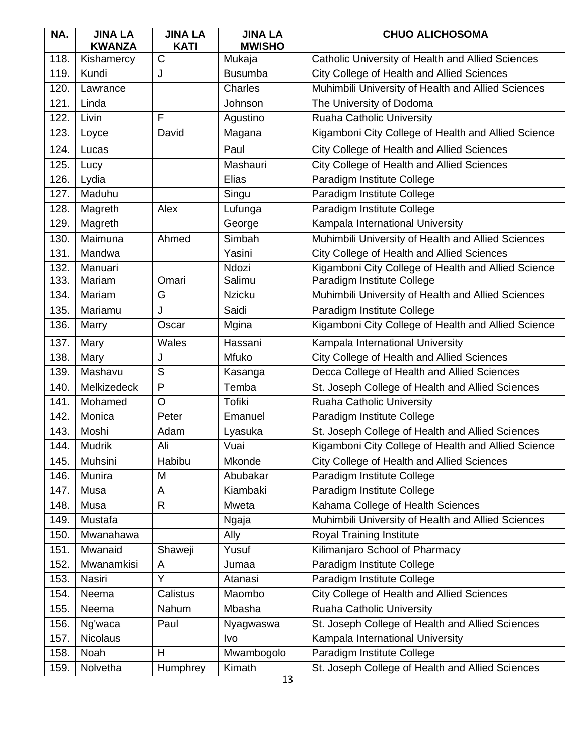| NA. | JINA LA KWANZA | JINA LA KATI | JINA LA MWISHO | CHUO ALICHOSOMA |
|---|---|---|---|---|
| 118. | Kishamercy | C | Mukaja | Catholic University of Health and Allied Sciences |
| 119. | Kundi | J | Busumba | City College of Health and Allied Sciences |
| 120. | Lawrance | | Charles | Muhimbili University of Health and Allied Sciences |
| 121. | Linda | | Johnson | The University of Dodoma |
| 122. | Livin | F | Agustino | Ruaha Catholic University |
| 123. | Loyce | David | Magana | Kigamboni City College of Health and Allied Science |
| 124. | Lucas | | Paul | City College of Health and Allied Sciences |
| 125. | Lucy | | Mashauri | City College of Health and Allied Sciences |
| 126. | Lydia | | Elias | Paradigm Institute College |
| 127. | Maduhu | | Singu | Paradigm Institute College |
| 128. | Magreth | Alex | Lufunga | Paradigm Institute College |
| 129. | Magreth | | George | Kampala International University |
| 130. | Maimuna | Ahmed | Simbah | Muhimbili University of Health and Allied Sciences |
| 131. | Mandwa | | Yasini | City College of Health and Allied Sciences |
| 132. | Manuari | | Ndozi | Kigamboni City College of Health and Allied Science |
| 133. | Mariam | Omari | Salimu | Paradigm Institute College |
| 134. | Mariam | G | Nzicku | Muhimbili University of Health and Allied Sciences |
| 135. | Mariamu | J | Saidi | Paradigm Institute College |
| 136. | Marry | Oscar | Mgina | Kigamboni City College of Health and Allied Science |
| 137. | Mary | Wales | Hassani | Kampala International University |
| 138. | Mary | J | Mfuko | City College of Health and Allied Sciences |
| 139. | Mashavu | S | Kasanga | Decca College of Health and Allied Sciences |
| 140. | Melkizedeck | P | Temba | St. Joseph College of Health and Allied Sciences |
| 141. | Mohamed | O | Tofiki | Ruaha Catholic University |
| 142. | Monica | Peter | Emanuel | Paradigm Institute College |
| 143. | Moshi | Adam | Lyasuka | St. Joseph College of Health and Allied Sciences |
| 144. | Mudrik | Ali | Vuai | Kigamboni City College of Health and Allied Science |
| 145. | Muhsini | Habibu | Mkonde | City College of Health and Allied Sciences |
| 146. | Munira | M | Abubakar | Paradigm Institute College |
| 147. | Musa | A | Kiambaki | Paradigm Institute College |
| 148. | Musa | R | Mweta | Kahama College of Health Sciences |
| 149. | Mustafa | | Ngaja | Muhimbili University of Health and Allied Sciences |
| 150. | Mwanahawa | | Ally | Royal Training Institute |
| 151. | Mwanaid | Shaweji | Yusuf | Kilimanjaro School of Pharmacy |
| 152. | Mwanamkisi | A | Jumaa | Paradigm Institute College |
| 153. | Nasiri | Y | Atanasi | Paradigm Institute College |
| 154. | Neema | Calistus | Maombo | City College of Health and Allied Sciences |
| 155. | Neema | Nahum | Mbasha | Ruaha Catholic University |
| 156. | Ng'waca | Paul | Nyagwaswa | St. Joseph College of Health and Allied Sciences |
| 157. | Nicolaus | | Ivo | Kampala International University |
| 158. | Noah | H | Mwambogolo | Paradigm Institute College |
| 159. | Nolvetha | Humphrey | Kimath | St. Joseph College of Health and Allied Sciences |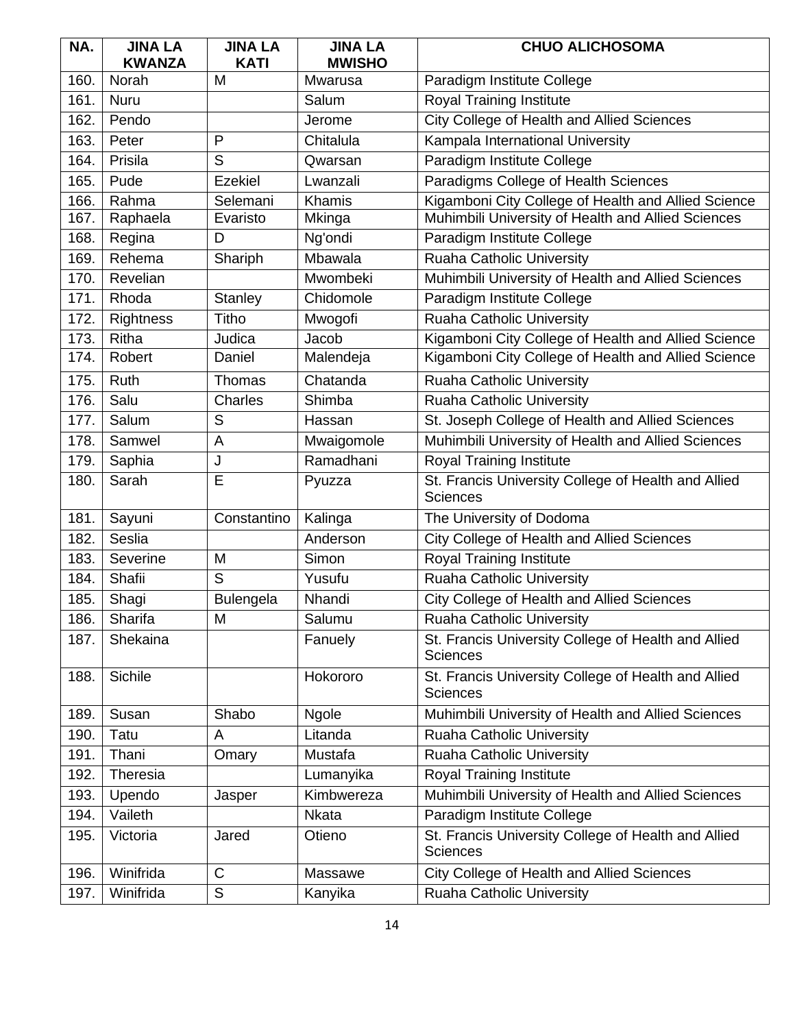| NA. | JINA LA KWANZA | JINA LA KATI | JINA LA MWISHO | CHUO ALICHOSOMA |
|---|---|---|---|---|
| 160. | Norah | M | Mwarusa | Paradigm Institute College |
| 161. | Nuru | | Salum | Royal Training Institute |
| 162. | Pendo | | Jerome | City College of Health and Allied Sciences |
| 163. | Peter | P | Chitalula | Kampala International University |
| 164. | Prisila | S | Qwarsan | Paradigm Institute College |
| 165. | Pude | Ezekiel | Lwanzali | Paradigms College of Health Sciences |
| 166. | Rahma | Selemani | Khamis | Kigamboni City College of Health and Allied Science |
| 167. | Raphaela | Evaristo | Mkinga | Muhimbili University of Health and Allied Sciences |
| 168. | Regina | D | Ng'ondi | Paradigm Institute College |
| 169. | Rehema | Shariph | Mbawala | Ruaha Catholic University |
| 170. | Revelian | | Mwombeki | Muhimbili University of Health and Allied Sciences |
| 171. | Rhoda | Stanley | Chidomole | Paradigm Institute College |
| 172. | Rightness | Titho | Mwogofi | Ruaha Catholic University |
| 173. | Ritha | Judica | Jacob | Kigamboni City College of Health and Allied Science |
| 174. | Robert | Daniel | Malendeja | Kigamboni City College of Health and Allied Science |
| 175. | Ruth | Thomas | Chatanda | Ruaha Catholic University |
| 176. | Salu | Charles | Shimba | Ruaha Catholic University |
| 177. | Salum | S | Hassan | St. Joseph College of Health and Allied Sciences |
| 178. | Samwel | A | Mwaigomole | Muhimbili University of Health and Allied Sciences |
| 179. | Saphia | J | Ramadhani | Royal Training Institute |
| 180. | Sarah | E | Pyuzza | St. Francis University College of Health and Allied Sciences |
| 181. | Sayuni | Constantino | Kalinga | The University of Dodoma |
| 182. | Seslia | | Anderson | City College of Health and Allied Sciences |
| 183. | Severine | M | Simon | Royal Training Institute |
| 184. | Shafii | S | Yusufu | Ruaha Catholic University |
| 185. | Shagi | Bulengela | Nhandi | City College of Health and Allied Sciences |
| 186. | Sharifa | M | Salumu | Ruaha Catholic University |
| 187. | Shekaina | | Fanuely | St. Francis University College of Health and Allied Sciences |
| 188. | Sichile | | Hokororo | St. Francis University College of Health and Allied Sciences |
| 189. | Susan | Shabo | Ngole | Muhimbili University of Health and Allied Sciences |
| 190. | Tatu | A | Litanda | Ruaha Catholic University |
| 191. | Thani | Omary | Mustafa | Ruaha Catholic University |
| 192. | Theresia | | Lumanyika | Royal Training Institute |
| 193. | Upendo | Jasper | Kimbwereza | Muhimbili University of Health and Allied Sciences |
| 194. | Vaileth | | Nkata | Paradigm Institute College |
| 195. | Victoria | Jared | Otieno | St. Francis University College of Health and Allied Sciences |
| 196. | Winifrida | C | Massawe | City College of Health and Allied Sciences |
| 197. | Winifrida | S | Kanyika | Ruaha Catholic University |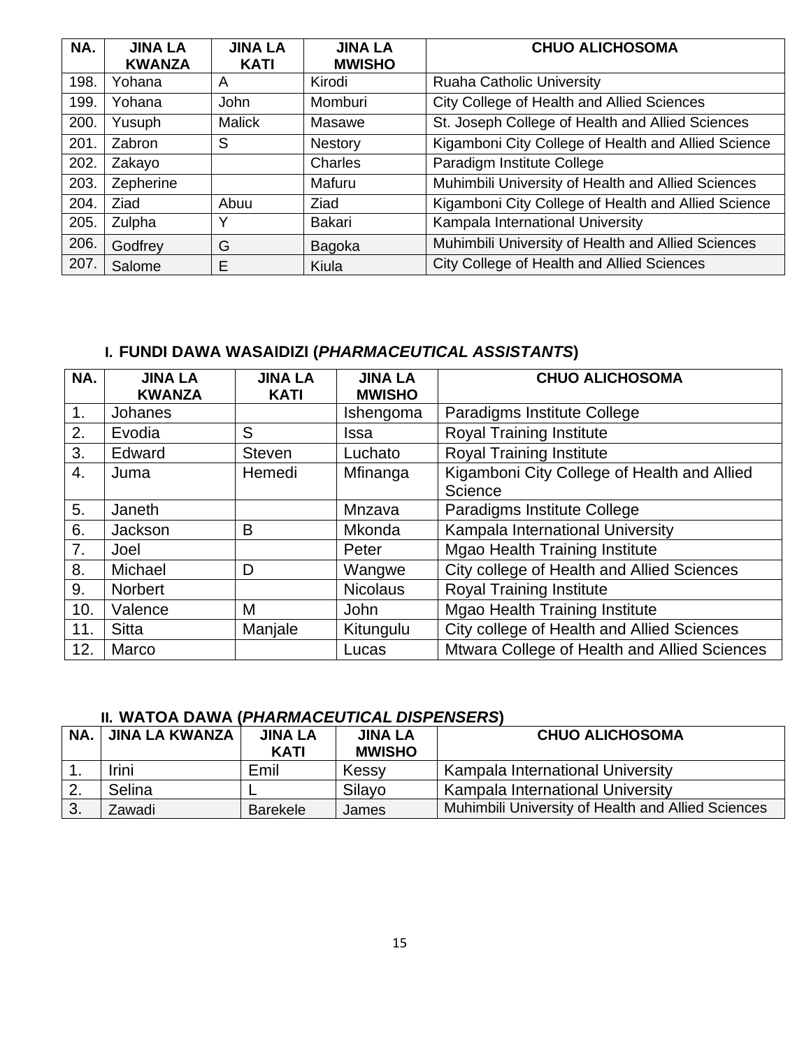| NA. | JINA LA KWANZA | JINA LA KATI | JINA LA MWISHO | CHUO ALICHOSOMA |
|---|---|---|---|---|
| 198. | Yohana | A | Kirodi | Ruaha Catholic University |
| 199. | Yohana | John | Momburi | City College of Health and Allied Sciences |
| 200. | Yusuph | Malick | Masawe | St. Joseph College of Health and Allied Sciences |
| 201. | Zabron | S | Nestory | Kigamboni City College of Health and Allied Science |
| 202. | Zakayo | | Charles | Paradigm Institute College |
| 203. | Zepherine | | Mafuru | Muhimbili University of Health and Allied Sciences |
| 204. | Ziad | Abuu | Ziad | Kigamboni City College of Health and Allied Science |
| 205. | Zulpha | Y | Bakari | Kampala International University |
| 206. | Godfrey | G | Bagoka | Muhimbili University of Health and Allied Sciences |
| 207. | Salome | E | Kiula | City College of Health and Allied Sciences |

### I. FUNDI DAWA WASAIDIZI (*PHARMACEUTICAL ASSISTANTS*)

| NA. | JINA LA KWANZA | JINA LA KATI | JINA LA MWISHO | CHUO ALICHOSOMA |
|---|---|---|---|---|
| 1. | Johanes | | Ishengoma | Paradigms Institute College |
| 2. | Evodia | S | Issa | Royal Training Institute |
| 3. | Edward | Steven | Luchato | Royal Training Institute |
| 4. | Juma | Hemedi | Mfinanga | Kigamboni City College of Health and Allied Science |
| 5. | Janeth | | Mnzava | Paradigms Institute College |
| 6. | Jackson | B | Mkonda | Kampala International University |
| 7. | Joel | | Peter | Mgao Health Training Institute |
| 8. | Michael | D | Wangwe | City college of Health and Allied Sciences |
| 9. | Norbert | | Nicolaus | Royal Training Institute |
| 10. | Valence | M | John | Mgao Health Training Institute |
| 11. | Sitta | Manjale | Kitungulu | City college of Health and Allied Sciences |
| 12. | Marco | | Lucas | Mtwara College of Health and Allied Sciences |

### II. WATOA DAWA (*PHARMACEUTICAL DISPENSERS*)

| NA. | JINA LA KWANZA | JINA LA KATI | JINA LA MWISHO | CHUO ALICHOSOMA |
|---|---|---|---|---|
| 1. | Irini | Emil | Kessy | Kampala International University |
| 2. | Selina | L | Silayo | Kampala International University |
| 3. | Zawadi | Barekele | James | Muhimbili University of Health and Allied Sciences |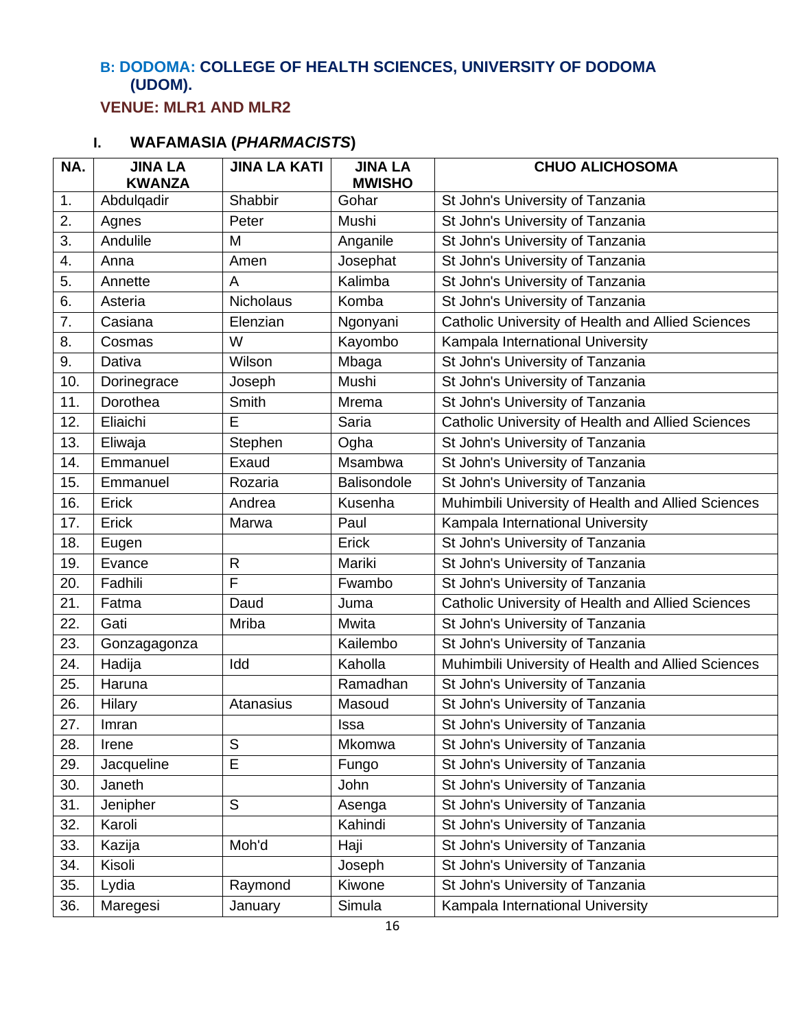### B: DODOMA: COLLEGE OF HEALTH SCIENCES, UNIVERSITY OF DODOMA (UDOM).

**VENUE: MLR1 AND MLR2**

#### I. WAFAMASIA (*PHARMACISTS*)

| NA. | JINA LA KWANZA | JINA LA KATI | JINA LA MWISHO | CHUO ALICHOSOMA |
|---|---|---|---|---|
| 1. | Abdulqadir | Shabbir | Gohar | St John's University of Tanzania |
| 2. | Agnes | Peter | Mushi | St John's University of Tanzania |
| 3. | Andulile | M | Anganile | St John's University of Tanzania |
| 4. | Anna | Amen | Josephat | St John's University of Tanzania |
| 5. | Annette | A | Kalimba | St John's University of Tanzania |
| 6. | Asteria | Nicholaus | Komba | St John's University of Tanzania |
| 7. | Casiana | Elenzian | Ngonyani | Catholic University of Health and Allied Sciences |
| 8. | Cosmas | W | Kayombo | Kampala International University |
| 9. | Dativa | Wilson | Mbaga | St John's University of Tanzania |
| 10. | Dorinegrace | Joseph | Mushi | St John's University of Tanzania |
| 11. | Dorothea | Smith | Mrema | St John's University of Tanzania |
| 12. | Eliaichi | E | Saria | Catholic University of Health and Allied Sciences |
| 13. | Eliwaja | Stephen | Ogha | St John's University of Tanzania |
| 14. | Emmanuel | Exaud | Msambwa | St John's University of Tanzania |
| 15. | Emmanuel | Rozaria | Balisondole | St John's University of Tanzania |
| 16. | Erick | Andrea | Kusenha | Muhimbili University of Health and Allied Sciences |
| 17. | Erick | Marwa | Paul | Kampala International University |
| 18. | Eugen | | Erick | St John's University of Tanzania |
| 19. | Evance | R | Mariki | St John's University of Tanzania |
| 20. | Fadhili | F | Fwambo | St John's University of Tanzania |
| 21. | Fatma | Daud | Juma | Catholic University of Health and Allied Sciences |
| 22. | Gati | Mriba | Mwita | St John's University of Tanzania |
| 23. | Gonzagagonza | | Kailembo | St John's University of Tanzania |
| 24. | Hadija | Idd | Kaholla | Muhimbili University of Health and Allied Sciences |
| 25. | Haruna | | Ramadhan | St John's University of Tanzania |
| 26. | Hilary | Atanasius | Masoud | St John's University of Tanzania |
| 27. | Imran | | Issa | St John's University of Tanzania |
| 28. | Irene | S | Mkomwa | St John's University of Tanzania |
| 29. | Jacqueline | E | Fungo | St John's University of Tanzania |
| 30. | Janeth | | John | St John's University of Tanzania |
| 31. | Jenipher | S | Asenga | St John's University of Tanzania |
| 32. | Karoli | | Kahindi | St John's University of Tanzania |
| 33. | Kazija | Moh'd | Haji | St John's University of Tanzania |
| 34. | Kisoli | | Joseph | St John's University of Tanzania |
| 35. | Lydia | Raymond | Kiwone | St John's University of Tanzania |
| 36. | Maregesi | January | Simula | Kampala International University |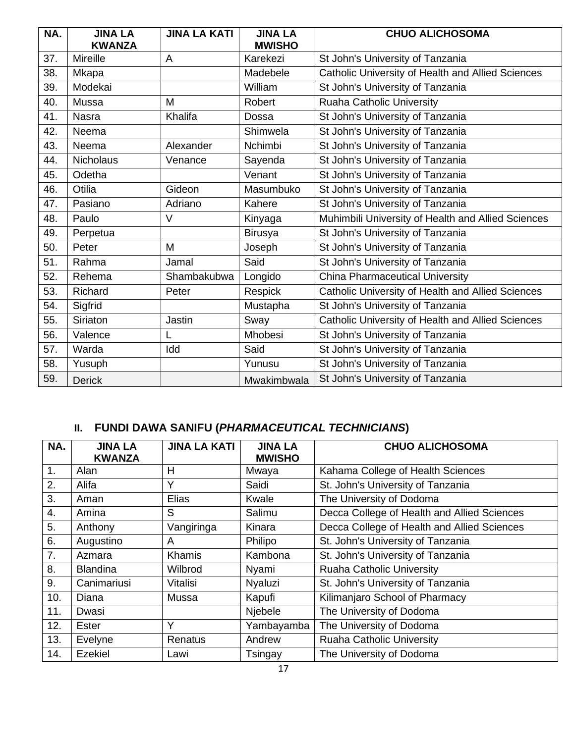| NA. | JINA LA KWANZA | JINA LA KATI | JINA LA MWISHO | CHUO ALICHOSOMA |
|---|---|---|---|---|
| 37. | Mireille | A | Karekezi | St John's University of Tanzania |
| 38. | Mkapa | | Madebele | Catholic University of Health and Allied Sciences |
| 39. | Modekai | | William | St John's University of Tanzania |
| 40. | Mussa | M | Robert | Ruaha Catholic University |
| 41. | Nasra | Khalifa | Dossa | St John's University of Tanzania |
| 42. | Neema | | Shimwela | St John's University of Tanzania |
| 43. | Neema | Alexander | Nchimbi | St John's University of Tanzania |
| 44. | Nicholaus | Venance | Sayenda | St John's University of Tanzania |
| 45. | Odetha | | Venant | St John's University of Tanzania |
| 46. | Otilia | Gideon | Masumbuko | St John's University of Tanzania |
| 47. | Pasiano | Adriano | Kahere | St John's University of Tanzania |
| 48. | Paulo | V | Kinyaga | Muhimbili University of Health and Allied Sciences |
| 49. | Perpetua | | Birusya | St John's University of Tanzania |
| 50. | Peter | M | Joseph | St John's University of Tanzania |
| 51. | Rahma | Jamal | Said | St John's University of Tanzania |
| 52. | Rehema | Shambakubwa | Longido | China Pharmaceutical University |
| 53. | Richard | Peter | Respick | Catholic University of Health and Allied Sciences |
| 54. | Sigfrid | | Mustapha | St John's University of Tanzania |
| 55. | Siriaton | Jastin | Sway | Catholic University of Health and Allied Sciences |
| 56. | Valence | L | Mhobesi | St John's University of Tanzania |
| 57. | Warda | Idd | Said | St John's University of Tanzania |
| 58. | Yusuph | | Yunusu | St John's University of Tanzania |
| 59. | Derick | | Mwakimbwala | St John's University of Tanzania |

## II. FUNDI DAWA SANIFU (*PHARMACEUTICAL TECHNICIANS*)

| NA. | JINA LA KWANZA | JINA LA KATI | JINA LA MWISHO | CHUO ALICHOSOMA |
|---|---|---|---|---|
| 1. | Alan | H | Mwaya | Kahama College of Health Sciences |
| 2. | Alifa | Y | Saidi | St. John's University of Tanzania |
| 3. | Aman | Elias | Kwale | The University of Dodoma |
| 4. | Amina | S | Salimu | Decca College of Health and Allied Sciences |
| 5. | Anthony | Vangiringa | Kinara | Decca College of Health and Allied Sciences |
| 6. | Augustino | A | Philipo | St. John's University of Tanzania |
| 7. | Azmara | Khamis | Kambona | St. John's University of Tanzania |
| 8. | Blandina | Wilbrod | Nyami | Ruaha Catholic University |
| 9. | Canimariusi | Vitalisi | Nyaluzi | St. John's University of Tanzania |
| 10. | Diana | Mussa | Kapufi | Kilimanjaro School of Pharmacy |
| 11. | Dwasi | | Njebele | The University of Dodoma |
| 12. | Ester | Y | Yambayamba | The University of Dodoma |
| 13. | Evelyne | Renatus | Andrew | Ruaha Catholic University |
| 14. | Ezekiel | Lawi | Tsingay | The University of Dodoma |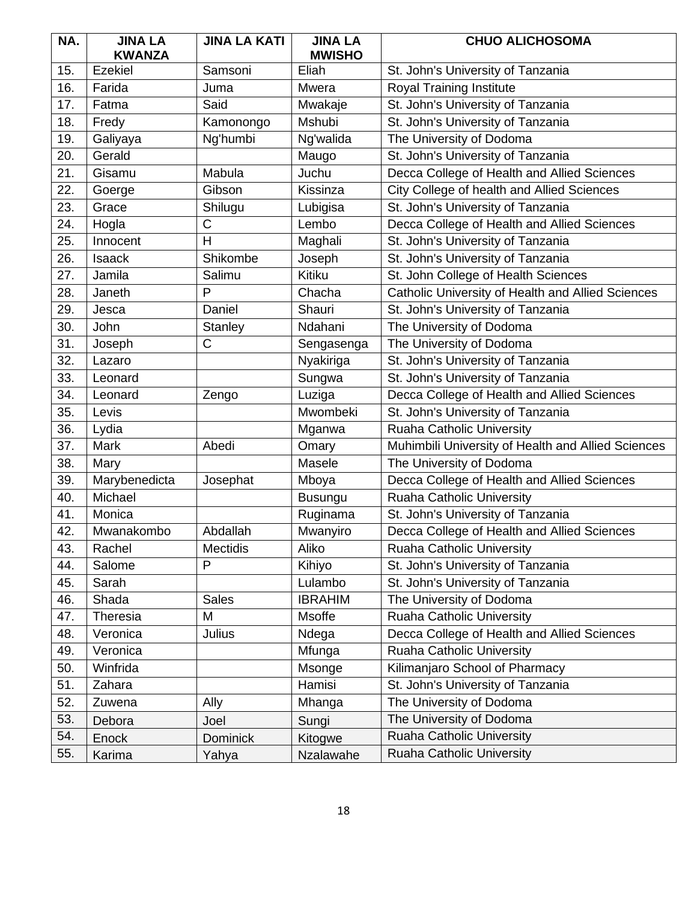| NA. | JINA LA KWANZA | JINA LA KATI | JINA LA MWISHO | CHUO ALICHOSOMA |
|---|---|---|---|---|
| 15. | Ezekiel | Samsoni | Eliah | St. John's University of Tanzania |
| 16. | Farida | Juma | Mwera | Royal Training Institute |
| 17. | Fatma | Said | Mwakaje | St. John's University of Tanzania |
| 18. | Fredy | Kamonongo | Mshubi | St. John's University of Tanzania |
| 19. | Galiyaya | Ng'humbi | Ng'walida | The University of Dodoma |
| 20. | Gerald | | Maugo | St. John's University of Tanzania |
| 21. | Gisamu | Mabula | Juchu | Decca College of Health and Allied Sciences |
| 22. | Goerge | Gibson | Kissinza | City College of health and Allied Sciences |
| 23. | Grace | Shilugu | Lubigisa | St. John's University of Tanzania |
| 24. | Hogla | C | Lembo | Decca College of Health and Allied Sciences |
| 25. | Innocent | H | Maghali | St. John's University of Tanzania |
| 26. | Isaack | Shikombe | Joseph | St. John's University of Tanzania |
| 27. | Jamila | Salimu | Kitiku | St. John College of Health Sciences |
| 28. | Janeth | P | Chacha | Catholic University of Health and Allied Sciences |
| 29. | Jesca | Daniel | Shauri | St. John's University of Tanzania |
| 30. | John | Stanley | Ndahani | The University of Dodoma |
| 31. | Joseph | C | Sengasenga | The University of Dodoma |
| 32. | Lazaro | | Nyakiriga | St. John's University of Tanzania |
| 33. | Leonard | | Sungwa | St. John's University of Tanzania |
| 34. | Leonard | Zengo | Luziga | Decca College of Health and Allied Sciences |
| 35. | Levis | | Mwombeki | St. John's University of Tanzania |
| 36. | Lydia | | Mganwa | Ruaha Catholic University |
| 37. | Mark | Abedi | Omary | Muhimbili University of Health and Allied Sciences |
| 38. | Mary | | Masele | The University of Dodoma |
| 39. | Marybenedicta | Josephat | Mboya | Decca College of Health and Allied Sciences |
| 40. | Michael | | Busungu | Ruaha Catholic University |
| 41. | Monica | | Ruginama | St. John's University of Tanzania |
| 42. | Mwanakombo | Abdallah | Mwanyiro | Decca College of Health and Allied Sciences |
| 43. | Rachel | Mectidis | Aliko | Ruaha Catholic University |
| 44. | Salome | P | Kihiyo | St. John's University of Tanzania |
| 45. | Sarah | | Lulambo | St. John's University of Tanzania |
| 46. | Shada | Sales | IBRAHIM | The University of Dodoma |
| 47. | Theresia | M | Msoffe | Ruaha Catholic University |
| 48. | Veronica | Julius | Ndega | Decca College of Health and Allied Sciences |
| 49. | Veronica | | Mfunga | Ruaha Catholic University |
| 50. | Winfrida | | Msonge | Kilimanjaro School of Pharmacy |
| 51. | Zahara | | Hamisi | St. John's University of Tanzania |
| 52. | Zuwena | Ally | Mhanga | The University of Dodoma |
| 53. | Debora | Joel | Sungi | The University of Dodoma |
| 54. | Enock | Dominick | Kitogwe | Ruaha Catholic University |
| 55. | Karima | Yahya | Nzalawahe | Ruaha Catholic University |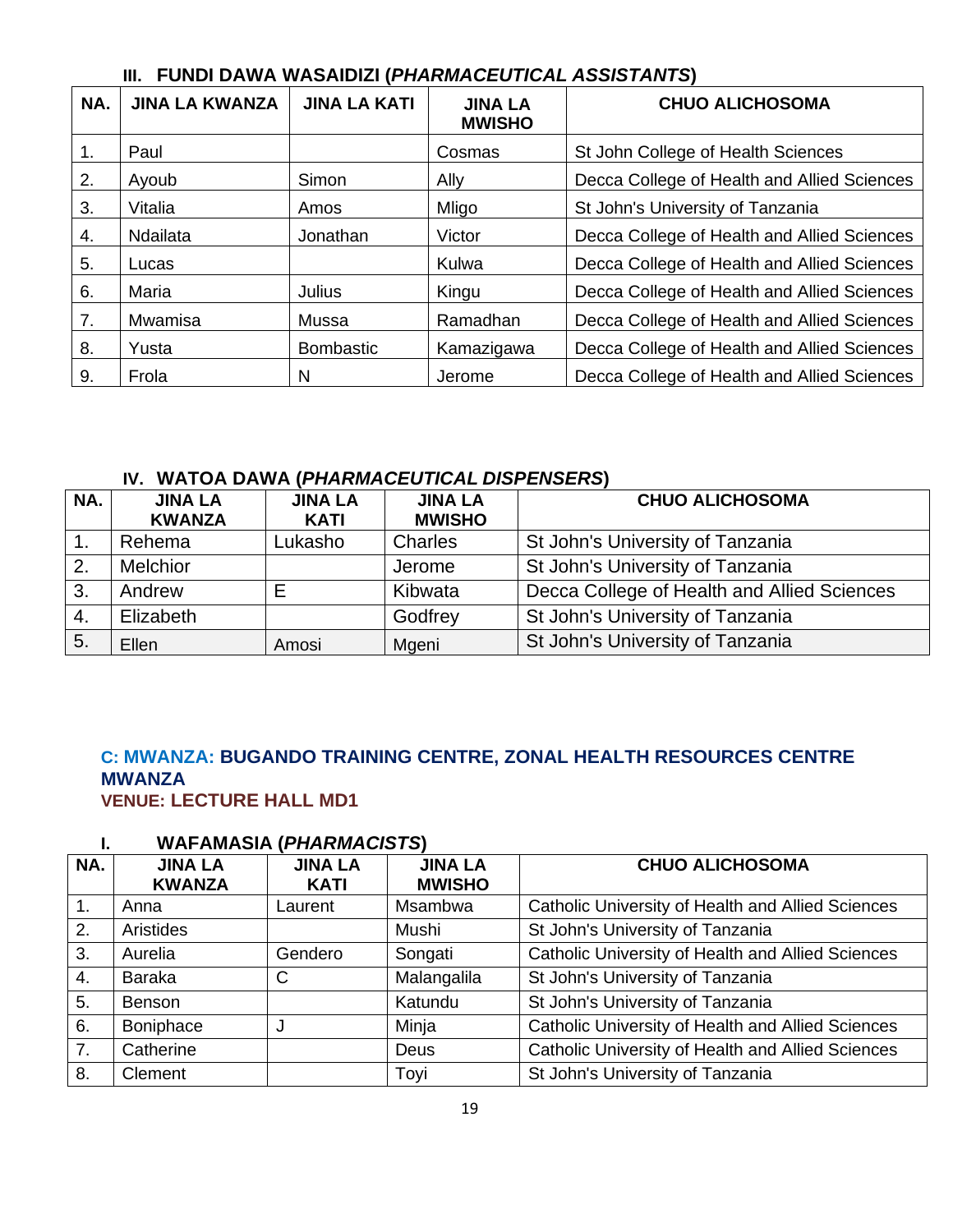### III. FUNDI DAWA WASAIDIZI (*PHARMACEUTICAL ASSISTANTS*)

| NA. | JINA LA KWANZA | JINA LA KATI | JINA LA MWISHO | CHUO ALICHOSOMA |
|---|---|---|---|---|
| 1. | Paul | | Cosmas | St John College of Health Sciences |
| 2. | Ayoub | Simon | Ally | Decca College of Health and Allied Sciences |
| 3. | Vitalia | Amos | Mligo | St John's University of Tanzania |
| 4. | Ndailata | Jonathan | Victor | Decca College of Health and Allied Sciences |
| 5. | Lucas | | Kulwa | Decca College of Health and Allied Sciences |
| 6. | Maria | Julius | Kingu | Decca College of Health and Allied Sciences |
| 7. | Mwamisa | Mussa | Ramadhan | Decca College of Health and Allied Sciences |
| 8. | Yusta | Bombastic | Kamazigawa | Decca College of Health and Allied Sciences |
| 9. | Frola | N | Jerome | Decca College of Health and Allied Sciences |

### IV. WATOA DAWA (*PHARMACEUTICAL DISPENSERS*)

| NA. | JINA LA KWANZA | JINA LA KATI | JINA LA MWISHO | CHUO ALICHOSOMA |
|---|---|---|---|---|
| 1. | Rehema | Lukasho | Charles | St John's University of Tanzania |
| 2. | Melchior | | Jerome | St John's University of Tanzania |
| 3. | Andrew | E | Kibwata | Decca College of Health and Allied Sciences |
| 4. | Elizabeth | | Godfrey | St John's University of Tanzania |
| 5. | Ellen | Amosi | Mgeni | St John's University of Tanzania |

## C: MWANZA: BUGANDO TRAINING CENTRE, ZONAL HEALTH RESOURCES CENTRE MWANZA

**VENUE: LECTURE HALL MD1**

### I. WAFAMASIA (*PHARMACISTS*)

| NA. | JINA LA KWANZA | JINA LA KATI | JINA LA MWISHO | CHUO ALICHOSOMA |
|---|---|---|---|---|
| 1. | Anna | Laurent | Msambwa | Catholic University of Health and Allied Sciences |
| 2. | Aristides | | Mushi | St John's University of Tanzania |
| 3. | Aurelia | Gendero | Songati | Catholic University of Health and Allied Sciences |
| 4. | Baraka | C | Malangalila | St John's University of Tanzania |
| 5. | Benson | | Katundu | St John's University of Tanzania |
| 6. | Boniphace | J | Minja | Catholic University of Health and Allied Sciences |
| 7. | Catherine | | Deus | Catholic University of Health and Allied Sciences |
| 8. | Clement | | Toyi | St John's University of Tanzania |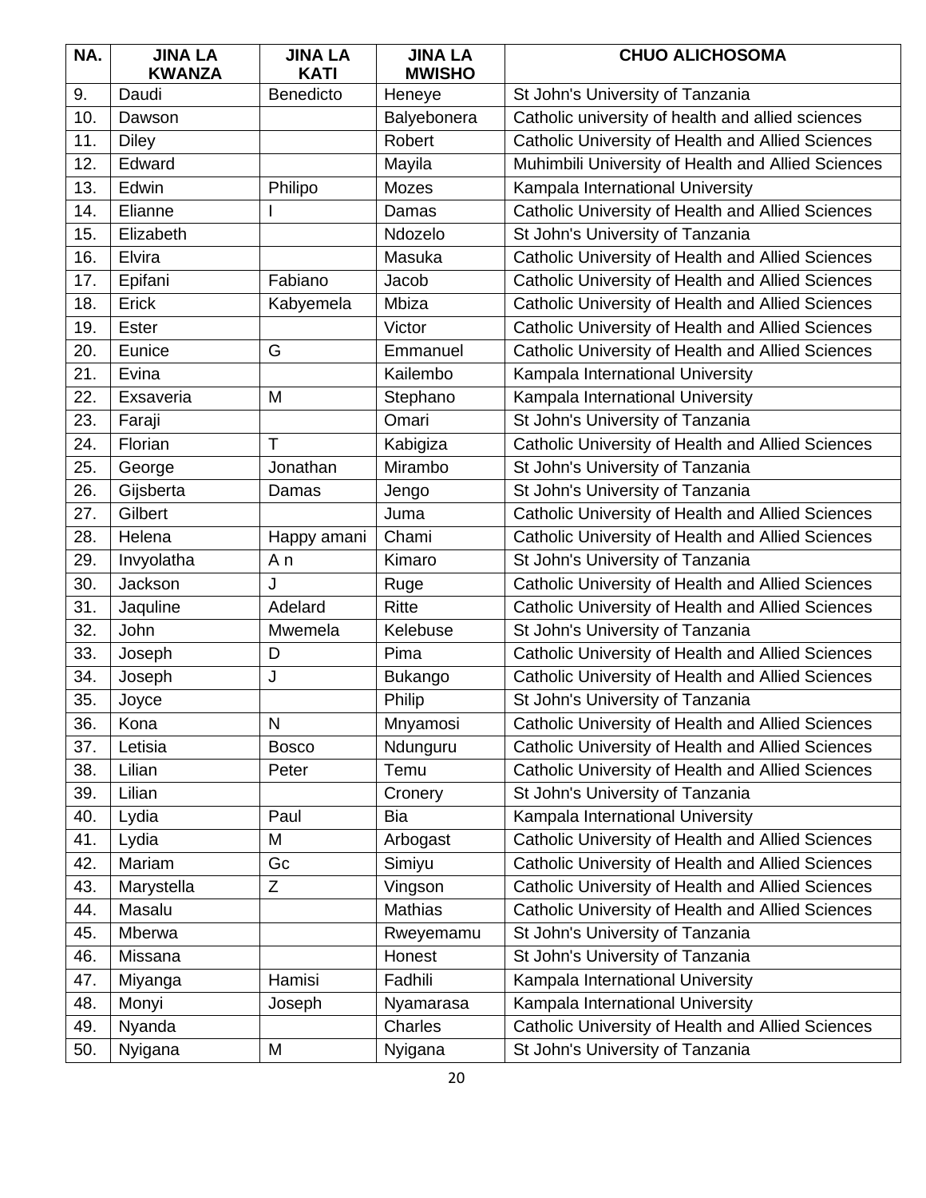| NA. | JINA LA KWANZA | JINA LA KATI | JINA LA MWISHO | CHUO ALICHOSOMA |
|---|---|---|---|---|
| 9. | Daudi | Benedicto | Heneye | St John's University of Tanzania |
| 10. | Dawson | | Balyebonera | Catholic university of health and allied sciences |
| 11. | Diley | | Robert | Catholic University of Health and Allied Sciences |
| 12. | Edward | | Mayila | Muhimbili University of Health and Allied Sciences |
| 13. | Edwin | Philipo | Mozes | Kampala International University |
| 14. | Elianne | I | Damas | Catholic University of Health and Allied Sciences |
| 15. | Elizabeth | | Ndozelo | St John's University of Tanzania |
| 16. | Elvira | | Masuka | Catholic University of Health and Allied Sciences |
| 17. | Epifani | Fabiano | Jacob | Catholic University of Health and Allied Sciences |
| 18. | Erick | Kabyemela | Mbiza | Catholic University of Health and Allied Sciences |
| 19. | Ester | | Victor | Catholic University of Health and Allied Sciences |
| 20. | Eunice | G | Emmanuel | Catholic University of Health and Allied Sciences |
| 21. | Evina | | Kailembo | Kampala International University |
| 22. | Exsaveria | M | Stephano | Kampala International University |
| 23. | Faraji | | Omari | St John's University of Tanzania |
| 24. | Florian | T | Kabigiza | Catholic University of Health and Allied Sciences |
| 25. | George | Jonathan | Mirambo | St John's University of Tanzania |
| 26. | Gijsberta | Damas | Jengo | St John's University of Tanzania |
| 27. | Gilbert | | Juma | Catholic University of Health and Allied Sciences |
| 28. | Helena | Happy amani | Chami | Catholic University of Health and Allied Sciences |
| 29. | Invyolatha | A n | Kimaro | St John's University of Tanzania |
| 30. | Jackson | J | Ruge | Catholic University of Health and Allied Sciences |
| 31. | Jaquline | Adelard | Ritte | Catholic University of Health and Allied Sciences |
| 32. | John | Mwemela | Kelebuse | St John's University of Tanzania |
| 33. | Joseph | D | Pima | Catholic University of Health and Allied Sciences |
| 34. | Joseph | J | Bukango | Catholic University of Health and Allied Sciences |
| 35. | Joyce | | Philip | St John's University of Tanzania |
| 36. | Kona | N | Mnyamosi | Catholic University of Health and Allied Sciences |
| 37. | Letisia | Bosco | Ndunguru | Catholic University of Health and Allied Sciences |
| 38. | Lilian | Peter | Temu | Catholic University of Health and Allied Sciences |
| 39. | Lilian | | Cronery | St John's University of Tanzania |
| 40. | Lydia | Paul | Bia | Kampala International University |
| 41. | Lydia | M | Arbogast | Catholic University of Health and Allied Sciences |
| 42. | Mariam | Gc | Simiyu | Catholic University of Health and Allied Sciences |
| 43. | Marystella | Z | Vingson | Catholic University of Health and Allied Sciences |
| 44. | Masalu | | Mathias | Catholic University of Health and Allied Sciences |
| 45. | Mberwa | | Rweyemamu | St John's University of Tanzania |
| 46. | Missana | | Honest | St John's University of Tanzania |
| 47. | Miyanga | Hamisi | Fadhili | Kampala International University |
| 48. | Monyi | Joseph | Nyamarasa | Kampala International University |
| 49. | Nyanda | | Charles | Catholic University of Health and Allied Sciences |
| 50. | Nyigana | M | Nyigana | St John's University of Tanzania |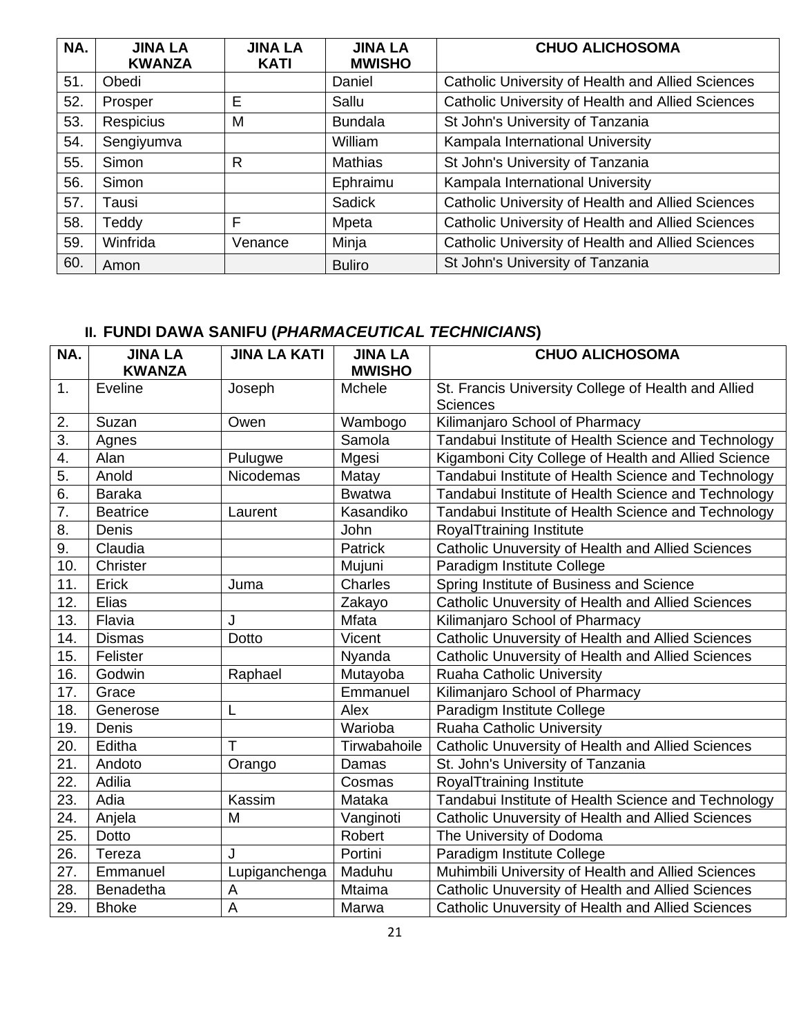| NA. | JINA LA KWANZA | JINA LA KATI | JINA LA MWISHO | CHUO ALICHOSOMA |
|---|---|---|---|---|
| 51. | Obedi | | Daniel | Catholic University of Health and Allied Sciences |
| 52. | Prosper | E | Sallu | Catholic University of Health and Allied Sciences |
| 53. | Respicius | M | Bundala | St John's University of Tanzania |
| 54. | Sengiyumva | | William | Kampala International University |
| 55. | Simon | R | Mathias | St John's University of Tanzania |
| 56. | Simon | | Ephraimu | Kampala International University |
| 57. | Tausi | | Sadick | Catholic University of Health and Allied Sciences |
| 58. | Teddy | F | Mpeta | Catholic University of Health and Allied Sciences |
| 59. | Winfrida | Venance | Minja | Catholic University of Health and Allied Sciences |
| 60. | Amon | | Buliro | St John's University of Tanzania |

## II. FUNDI DAWA SANIFU (*PHARMACEUTICAL TECHNICIANS*)

| NA. | JINA LA KWANZA | JINA LA KATI | JINA LA MWISHO | CHUO ALICHOSOMA |
|---|---|---|---|---|
| 1. | Eveline | Joseph | Mchele | St. Francis University College of Health and Allied Sciences |
| 2. | Suzan | Owen | Wambogo | Kilimanjaro School of Pharmacy |
| 3. | Agnes | | Samola | Tandabui Institute of Health Science and Technology |
| 4. | Alan | Pulugwe | Mgesi | Kigamboni City College of Health and Allied Science |
| 5. | Anold | Nicodemas | Matay | Tandabui Institute of Health Science and Technology |
| 6. | Baraka | | Bwatwa | Tandabui Institute of Health Science and Technology |
| 7. | Beatrice | Laurent | Kasandiko | Tandabui Institute of Health Science and Technology |
| 8. | Denis | | John | RoyalTtraining Institute |
| 9. | Claudia | | Patrick | Catholic Unuversity of Health and Allied Sciences |
| 10. | Christer | | Mujuni | Paradigm Institute College |
| 11. | Erick | Juma | Charles | Spring Institute of Business and Science |
| 12. | Elias | | Zakayo | Catholic Unuversity of Health and Allied Sciences |
| 13. | Flavia | J | Mfata | Kilimanjaro School of Pharmacy |
| 14. | Dismas | Dotto | Vicent | Catholic Unuversity of Health and Allied Sciences |
| 15. | Felister | | Nyanda | Catholic Unuversity of Health and Allied Sciences |
| 16. | Godwin | Raphael | Mutayoba | Ruaha Catholic University |
| 17. | Grace | | Emmanuel | Kilimanjaro School of Pharmacy |
| 18. | Generose | L | Alex | Paradigm Institute College |
| 19. | Denis | | Warioba | Ruaha Catholic University |
| 20. | Editha | T | Tirwabahoile | Catholic Unuversity of Health and Allied Sciences |
| 21. | Andoto | Orango | Damas | St. John's University of Tanzania |
| 22. | Adilia | | Cosmas | RoyalTtraining Institute |
| 23. | Adia | Kassim | Mataka | Tandabui Institute of Health Science and Technology |
| 24. | Anjela | M | Vanginoti | Catholic Unuversity of Health and Allied Sciences |
| 25. | Dotto | | Robert | The University of Dodoma |
| 26. | Tereza | J | Portini | Paradigm Institute College |
| 27. | Emmanuel | Lupiganchenga | Maduhu | Muhimbili University of Health and Allied Sciences |
| 28. | Benadetha | A | Mtaima | Catholic Unuversity of Health and Allied Sciences |
| 29. | Bhoke | A | Marwa | Catholic Unuversity of Health and Allied Sciences |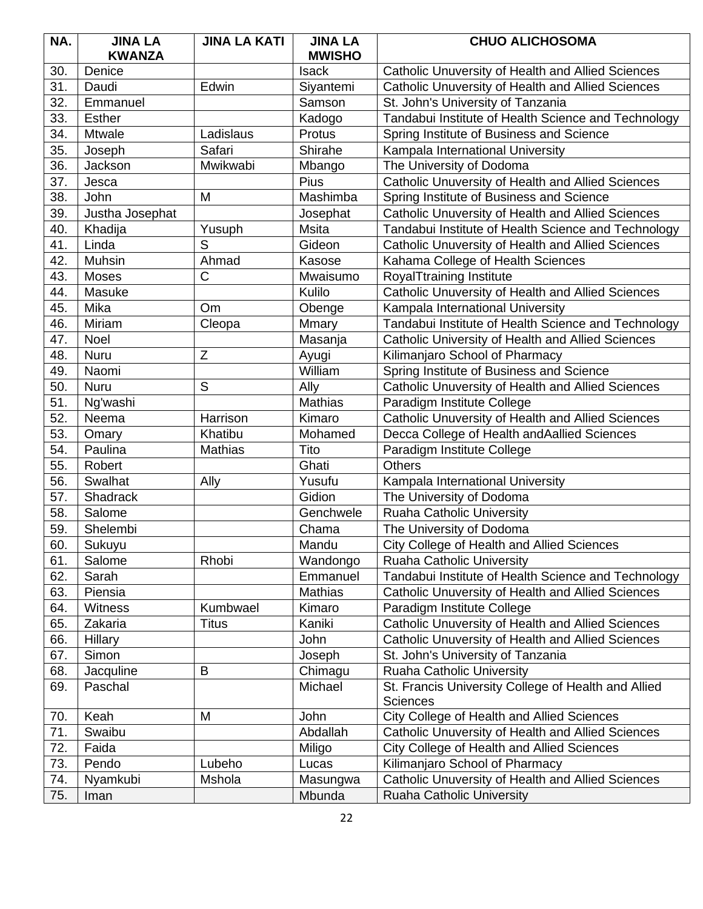| NA. | JINA LA KWANZA | JINA LA KATI | JINA LA MWISHO | CHUO ALICHOSOMA |
| --- | --- | --- | --- | --- |
| 30. | Denice | | Isack | Catholic Unuversity of Health and Allied Sciences |
| 31. | Daudi | Edwin | Siyantemi | Catholic Unuversity of Health and Allied Sciences |
| 32. | Emmanuel | | Samson | St. John's University of Tanzania |
| 33. | Esther | | Kadogo | Tandabui Institute of Health Science and Technology |
| 34. | Mtwale | Ladislaus | Protus | Spring Institute of Business and Science |
| 35. | Joseph | Safari | Shirahe | Kampala International University |
| 36. | Jackson | Mwikwabi | Mbango | The University of Dodoma |
| 37. | Jesca | | Pius | Catholic Unuversity of Health and Allied Sciences |
| 38. | John | M | Mashimba | Spring Institute of Business and Science |
| 39. | Justha Josephat | | Josephat | Catholic Unuversity of Health and Allied Sciences |
| 40. | Khadija | Yusuph | Msita | Tandabui Institute of Health Science and Technology |
| 41. | Linda | S | Gideon | Catholic Unuversity of Health and Allied Sciences |
| 42. | Muhsin | Ahmad | Kasose | Kahama College of Health Sciences |
| 43. | Moses | C | Mwaisumo | RoyalTtraining Institute |
| 44. | Masuke | | Kulilo | Catholic Unuversity of Health and Allied Sciences |
| 45. | Mika | Om | Obenge | Kampala International University |
| 46. | Miriam | Cleopa | Mmary | Tandabui Institute of Health Science and Technology |
| 47. | Noel | | Masanja | Catholic University of Health and Allied Sciences |
| 48. | Nuru | Z | Ayugi | Kilimanjaro School of Pharmacy |
| 49. | Naomi | | William | Spring Institute of Business and Science |
| 50. | Nuru | S | Ally | Catholic Unuversity of Health and Allied Sciences |
| 51. | Ng'washi | | Mathias | Paradigm Institute College |
| 52. | Neema | Harrison | Kimaro | Catholic Unuversity of Health and Allied Sciences |
| 53. | Omary | Khatibu | Mohamed | Decca College of Health andAallied Sciences |
| 54. | Paulina | Mathias | Tito | Paradigm Institute College |
| 55. | Robert | | Ghati | Others |
| 56. | Swalhat | Ally | Yusufu | Kampala International University |
| 57. | Shadrack | | Gidion | The University of Dodoma |
| 58. | Salome | | Genchwele | Ruaha Catholic University |
| 59. | Shelembi | | Chama | The University of Dodoma |
| 60. | Sukuyu | | Mandu | City College of Health and Allied Sciences |
| 61. | Salome | Rhobi | Wandongo | Ruaha Catholic University |
| 62. | Sarah | | Emmanuel | Tandabui Institute of Health Science and Technology |
| 63. | Piensia | | Mathias | Catholic Unuversity of Health and Allied Sciences |
| 64. | Witness | Kumbwael | Kimaro | Paradigm Institute College |
| 65. | Zakaria | Titus | Kaniki | Catholic Unuversity of Health and Allied Sciences |
| 66. | Hillary | | John | Catholic Unuversity of Health and Allied Sciences |
| 67. | Simon | | Joseph | St. John's University of Tanzania |
| 68. | Jacquline | B | Chimagu | Ruaha Catholic University |
| 69. | Paschal | | Michael | St. Francis University College of Health and Allied Sciences |
| 70. | Keah | M | John | City College of Health and Allied Sciences |
| 71. | Swaibu | | Abdallah | Catholic Unuversity of Health and Allied Sciences |
| 72. | Faida | | Miligo | City College of Health and Allied Sciences |
| 73. | Pendo | Lubeho | Lucas | Kilimanjaro School of Pharmacy |
| 74. | Nyamkubi | Mshola | Masungwa | Catholic Unuversity of Health and Allied Sciences |
| 75. | Iman | | Mbunda | Ruaha Catholic University |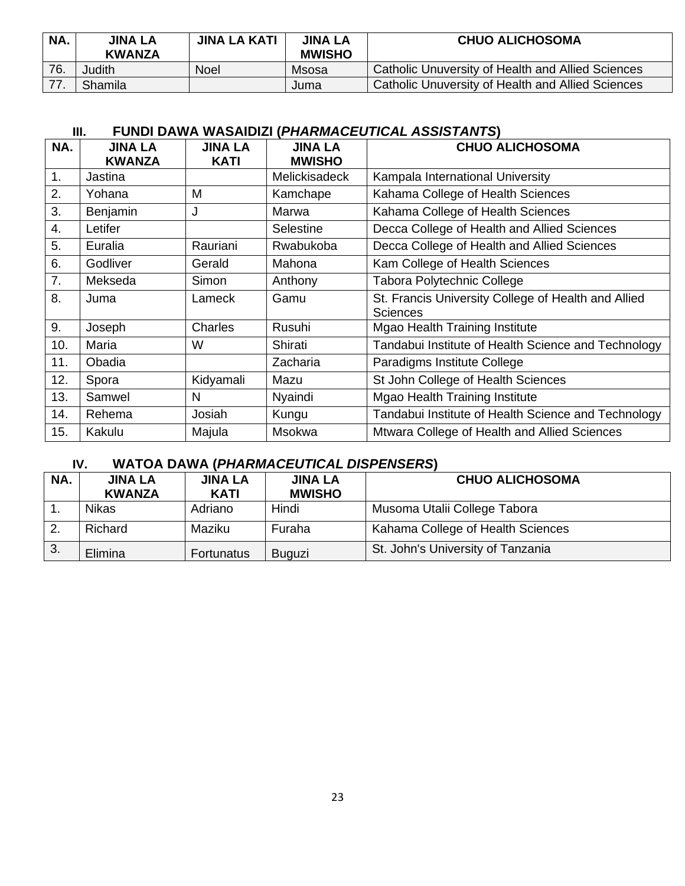| NA. | JINA LA KWANZA | JINA LA KATI | JINA LA MWISHO | CHUO ALICHOSOMA |
|---|---|---|---|---|
| 76. | Judith | Noel | Msosa | Catholic Unuversity of Health and Allied Sciences |
| 77. | Shamila | | Juma | Catholic Unuversity of Health and Allied Sciences |

### III. FUNDI DAWA WASAIDIZI (*PHARMACEUTICAL ASSISTANTS*)

| NA. | JINA LA KWANZA | JINA LA KATI | JINA LA MWISHO | CHUO ALICHOSOMA |
|---|---|---|---|---|
| 1. | Jastina | | Melickisadeck | Kampala International University |
| 2. | Yohana | M | Kamchape | Kahama College of Health Sciences |
| 3. | Benjamin | J | Marwa | Kahama College of Health Sciences |
| 4. | Letifer | | Selestine | Decca College of Health and Allied Sciences |
| 5. | Euralia | Rauriani | Rwabukoba | Decca College of Health and Allied Sciences |
| 6. | Godliver | Gerald | Mahona | Kam College of Health Sciences |
| 7. | Mekseda | Simon | Anthony | Tabora Polytechnic College |
| 8. | Juma | Lameck | Gamu | St. Francis University College of Health and Allied Sciences |
| 9. | Joseph | Charles | Rusuhi | Mgao Health Training Institute |
| 10. | Maria | W | Shirati | Tandabui Institute of Health Science and Technology |
| 11. | Obadia | | Zacharia | Paradigms Institute College |
| 12. | Spora | Kidyamali | Mazu | St John College of Health Sciences |
| 13. | Samwel | N | Nyaindi | Mgao Health Training Institute |
| 14. | Rehema | Josiah | Kungu | Tandabui Institute of Health Science and Technology |
| 15. | Kakulu | Majula | Msokwa | Mtwara College of Health and Allied Sciences |

### IV. WATOA DAWA (*PHARMACEUTICAL DISPENSERS*)

| NA. | JINA LA KWANZA | JINA LA KATI | JINA LA MWISHO | CHUO ALICHOSOMA |
|---|---|---|---|---|
| 1. | Nikas | Adriano | Hindi | Musoma Utalii College Tabora |
| 2. | Richard | Maziku | Furaha | Kahama College of Health Sciences |
| 3. | Elimina | Fortunatus | Buguzi | St. John's University of Tanzania |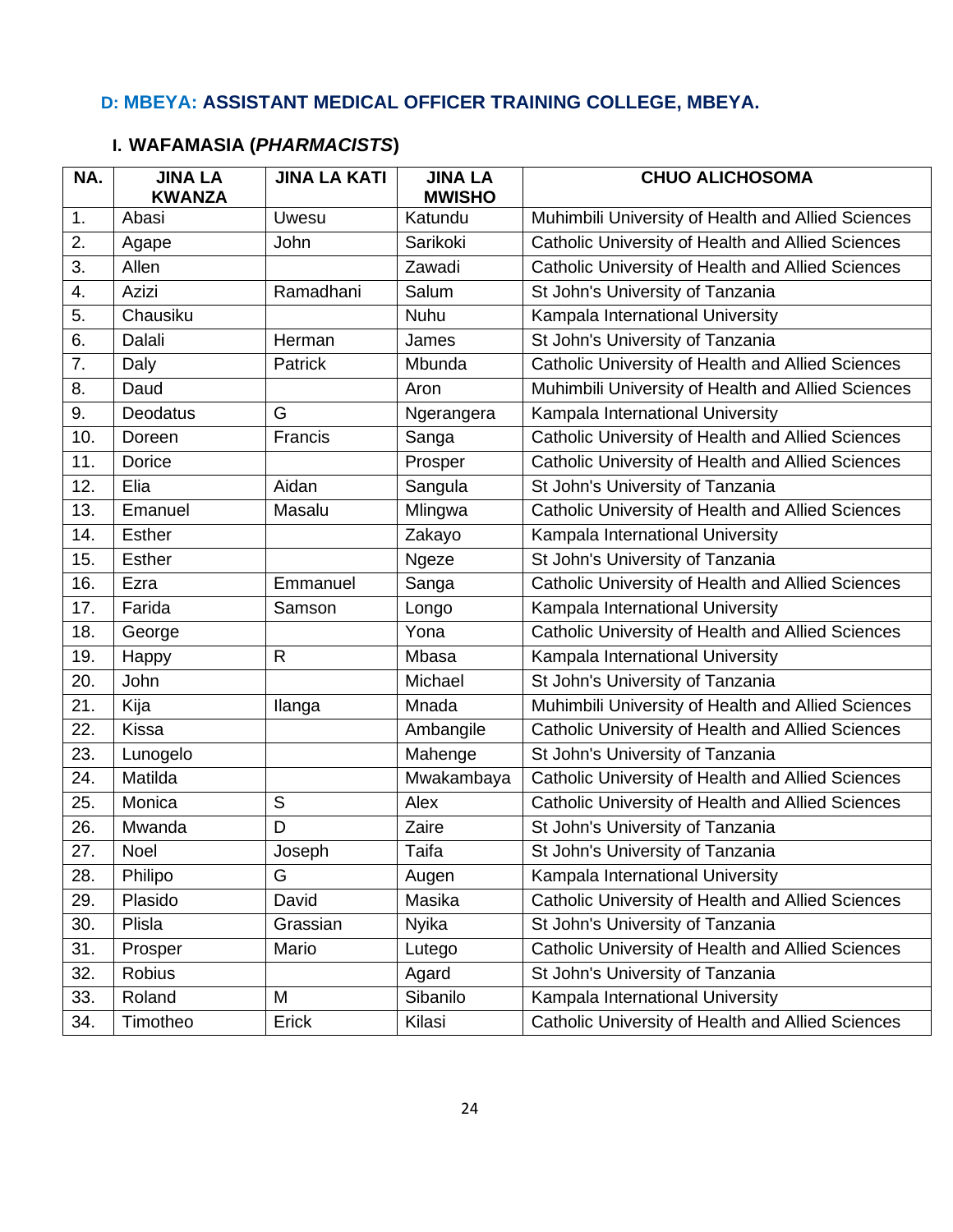## D: MBEYA: ASSISTANT MEDICAL OFFICER TRAINING COLLEGE, MBEYA.

### I. WAFAMASIA (*PHARMACISTS*)

| NA. | JINA LA KWANZA | JINA LA KATI | JINA LA MWISHO | CHUO ALICHOSOMA |
|---|---|---|---|---|
| 1. | Abasi | Uwesu | Katundu | Muhimbili University of Health and Allied Sciences |
| 2. | Agape | John | Sarikoki | Catholic University of Health and Allied Sciences |
| 3. | Allen | | Zawadi | Catholic University of Health and Allied Sciences |
| 4. | Azizi | Ramadhani | Salum | St John's University of Tanzania |
| 5. | Chausiku | | Nuhu | Kampala International University |
| 6. | Dalali | Herman | James | St John's University of Tanzania |
| 7. | Daly | Patrick | Mbunda | Catholic University of Health and Allied Sciences |
| 8. | Daud | | Aron | Muhimbili University of Health and Allied Sciences |
| 9. | Deodatus | G | Ngerangera | Kampala International University |
| 10. | Doreen | Francis | Sanga | Catholic University of Health and Allied Sciences |
| 11. | Dorice | | Prosper | Catholic University of Health and Allied Sciences |
| 12. | Elia | Aidan | Sangula | St John's University of Tanzania |
| 13. | Emanuel | Masalu | Mlingwa | Catholic University of Health and Allied Sciences |
| 14. | Esther | | Zakayo | Kampala International University |
| 15. | Esther | | Ngeze | St John's University of Tanzania |
| 16. | Ezra | Emmanuel | Sanga | Catholic University of Health and Allied Sciences |
| 17. | Farida | Samson | Longo | Kampala International University |
| 18. | George | | Yona | Catholic University of Health and Allied Sciences |
| 19. | Happy | R | Mbasa | Kampala International University |
| 20. | John | | Michael | St John's University of Tanzania |
| 21. | Kija | Ilanga | Mnada | Muhimbili University of Health and Allied Sciences |
| 22. | Kissa | | Ambangile | Catholic University of Health and Allied Sciences |
| 23. | Lunogelo | | Mahenge | St John's University of Tanzania |
| 24. | Matilda | | Mwakambaya | Catholic University of Health and Allied Sciences |
| 25. | Monica | S | Alex | Catholic University of Health and Allied Sciences |
| 26. | Mwanda | D | Zaire | St John's University of Tanzania |
| 27. | Noel | Joseph | Taifa | St John's University of Tanzania |
| 28. | Philipo | G | Augen | Kampala International University |
| 29. | Plasido | David | Masika | Catholic University of Health and Allied Sciences |
| 30. | Plisla | Grassian | Nyika | St John's University of Tanzania |
| 31. | Prosper | Mario | Lutego | Catholic University of Health and Allied Sciences |
| 32. | Robius | | Agard | St John's University of Tanzania |
| 33. | Roland | M | Sibanilo | Kampala International University |
| 34. | Timotheo | Erick | Kilasi | Catholic University of Health and Allied Sciences |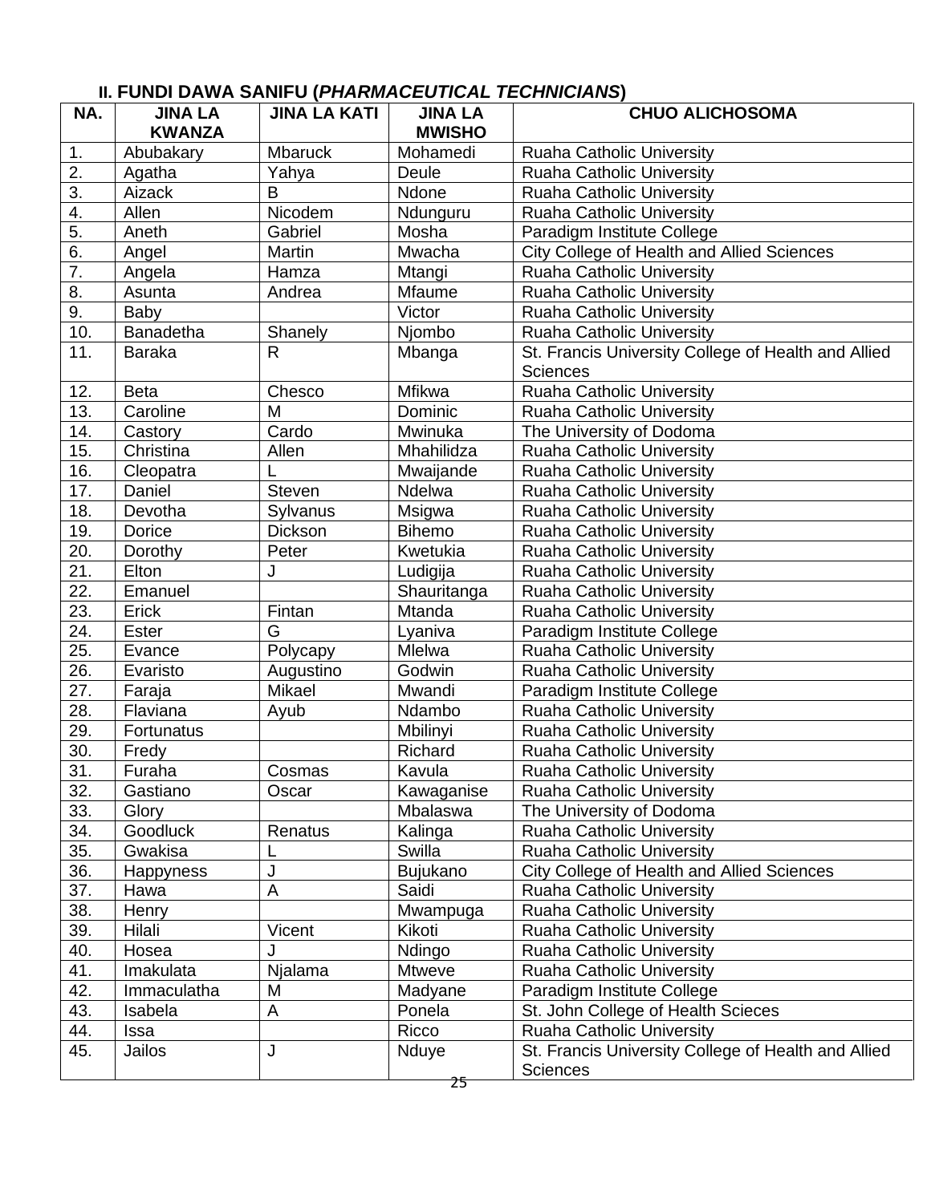### II. FUNDI DAWA SANIFU (*PHARMACEUTICAL TECHNICIANS*)

| NA. | JINA LA KWANZA | JINA LA KATI | JINA LA MWISHO | CHUO ALICHOSOMA |
|---|---|---|---|---|
| 1. | Abubakary | Mbaruck | Mohamedi | Ruaha Catholic University |
| 2. | Agatha | Yahya | Deule | Ruaha Catholic University |
| 3. | Aizack | B | Ndone | Ruaha Catholic University |
| 4. | Allen | Nicodem | Ndunguru | Ruaha Catholic University |
| 5. | Aneth | Gabriel | Mosha | Paradigm Institute College |
| 6. | Angel | Martin | Mwacha | City College of Health and Allied Sciences |
| 7. | Angela | Hamza | Mtangi | Ruaha Catholic University |
| 8. | Asunta | Andrea | Mfaume | Ruaha Catholic University |
| 9. | Baby | | Victor | Ruaha Catholic University |
| 10. | Banadetha | Shanely | Njombo | Ruaha Catholic University |
| 11. | Baraka | R | Mbanga | St. Francis University College of Health and Allied Sciences |
| 12. | Beta | Chesco | Mfikwa | Ruaha Catholic University |
| 13. | Caroline | M | Dominic | Ruaha Catholic University |
| 14. | Castory | Cardo | Mwinuka | The University of Dodoma |
| 15. | Christina | Allen | Mhahilidza | Ruaha Catholic University |
| 16. | Cleopatra | L | Mwaijande | Ruaha Catholic University |
| 17. | Daniel | Steven | Ndelwa | Ruaha Catholic University |
| 18. | Devotha | Sylvanus | Msigwa | Ruaha Catholic University |
| 19. | Dorice | Dickson | Bihemo | Ruaha Catholic University |
| 20. | Dorothy | Peter | Kwetukia | Ruaha Catholic University |
| 21. | Elton | J | Ludigija | Ruaha Catholic University |
| 22. | Emanuel | | Shauritanga | Ruaha Catholic University |
| 23. | Erick | Fintan | Mtanda | Ruaha Catholic University |
| 24. | Ester | G | Lyaniva | Paradigm Institute College |
| 25. | Evance | Polycapy | Mlelwa | Ruaha Catholic University |
| 26. | Evaristo | Augustino | Godwin | Ruaha Catholic University |
| 27. | Faraja | Mikael | Mwandi | Paradigm Institute College |
| 28. | Flaviana | Ayub | Ndambo | Ruaha Catholic University |
| 29. | Fortunatus | | Mbilinyi | Ruaha Catholic University |
| 30. | Fredy | | Richard | Ruaha Catholic University |
| 31. | Furaha | Cosmas | Kavula | Ruaha Catholic University |
| 32. | Gastiano | Oscar | Kawaganise | Ruaha Catholic University |
| 33. | Glory | | Mbalaswa | The University of Dodoma |
| 34. | Goodluck | Renatus | Kalinga | Ruaha Catholic University |
| 35. | Gwakisa | L | Swilla | Ruaha Catholic University |
| 36. | Happyness | J | Bujukano | City College of Health and Allied Sciences |
| 37. | Hawa | A | Saidi | Ruaha Catholic University |
| 38. | Henry | | Mwampuga | Ruaha Catholic University |
| 39. | Hilali | Vicent | Kikoti | Ruaha Catholic University |
| 40. | Hosea | J | Ndingo | Ruaha Catholic University |
| 41. | Imakulata | Njalama | Mtweve | Ruaha Catholic University |
| 42. | Immaculatha | M | Madyane | Paradigm Institute College |
| 43. | Isabela | A | Ponela | St. John College of Health Scieces |
| 44. | Issa | | Ricco | Ruaha Catholic University |
| 45. | Jailos | J | Nduye | St. Francis University College of Health and Allied Sciences |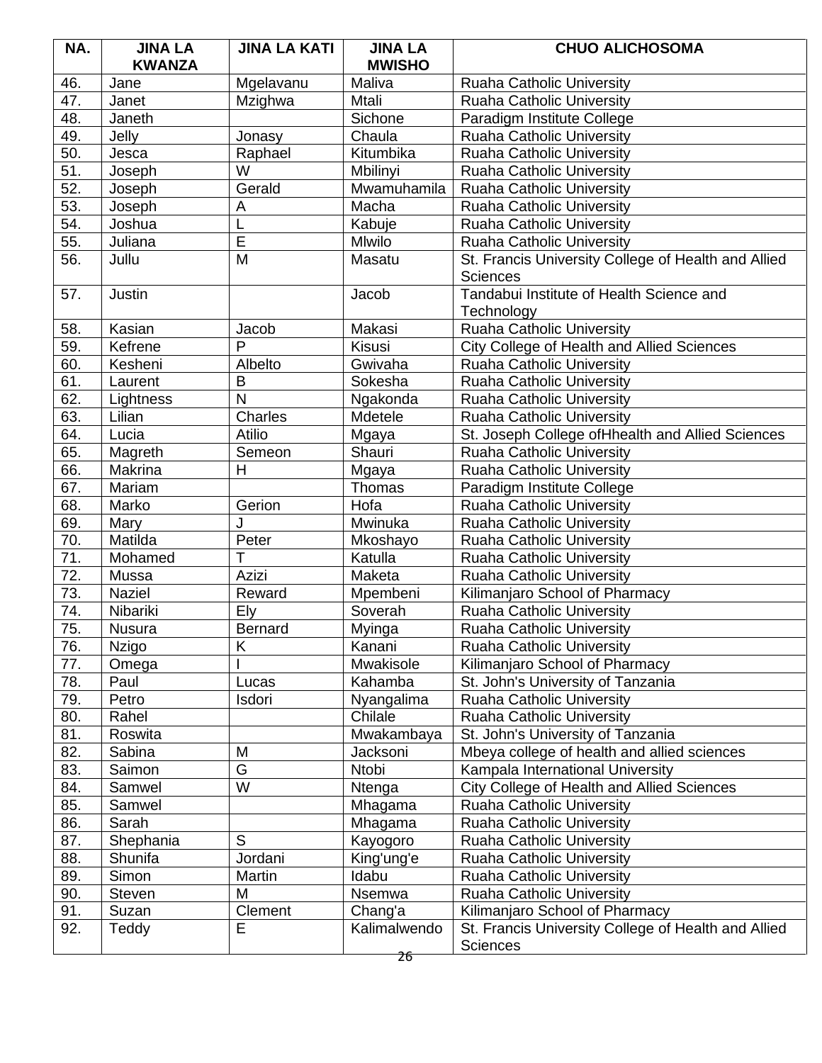| NA. | JINA LA KWANZA | JINA LA KATI | JINA LA MWISHO | CHUO ALICHOSOMA |
|---|---|---|---|---|
| 46. | Jane | Mgelavanu | Maliva | Ruaha Catholic University |
| 47. | Janet | Mzighwa | Mtali | Ruaha Catholic University |
| 48. | Janeth | | Sichone | Paradigm Institute College |
| 49. | Jelly | Jonasy | Chaula | Ruaha Catholic University |
| 50. | Jesca | Raphael | Kitumbika | Ruaha Catholic University |
| 51. | Joseph | W | Mbilinyi | Ruaha Catholic University |
| 52. | Joseph | Gerald | Mwamuhamila | Ruaha Catholic University |
| 53. | Joseph | A | Macha | Ruaha Catholic University |
| 54. | Joshua | L | Kabuje | Ruaha Catholic University |
| 55. | Juliana | E | Mlwilo | Ruaha Catholic University |
| 56. | Jullu | M | Masatu | St. Francis University College of Health and Allied Sciences |
| 57. | Justin | | Jacob | Tandabui Institute of Health Science and Technology |
| 58. | Kasian | Jacob | Makasi | Ruaha Catholic University |
| 59. | Kefrene | P | Kisusi | City College of Health and Allied Sciences |
| 60. | Kesheni | Albelto | Gwivaha | Ruaha Catholic University |
| 61. | Laurent | B | Sokesha | Ruaha Catholic University |
| 62. | Lightness | N | Ngakonda | Ruaha Catholic University |
| 63. | Lilian | Charles | Mdetele | Ruaha Catholic University |
| 64. | Lucia | Atilio | Mgaya | St. Joseph College ofHhealth and Allied Sciences |
| 65. | Magreth | Semeon | Shauri | Ruaha Catholic University |
| 66. | Makrina | H | Mgaya | Ruaha Catholic University |
| 67. | Mariam | | Thomas | Paradigm Institute College |
| 68. | Marko | Gerion | Hofa | Ruaha Catholic University |
| 69. | Mary | J | Mwinuka | Ruaha Catholic University |
| 70. | Matilda | Peter | Mkoshayo | Ruaha Catholic University |
| 71. | Mohamed | T | Katulla | Ruaha Catholic University |
| 72. | Mussa | Azizi | Maketa | Ruaha Catholic University |
| 73. | Naziel | Reward | Mpembeni | Kilimanjaro School of Pharmacy |
| 74. | Nibariki | Ely | Soverah | Ruaha Catholic University |
| 75. | Nusura | Bernard | Myinga | Ruaha Catholic University |
| 76. | Nzigo | K | Kanani | Ruaha Catholic University |
| 77. | Omega | I | Mwakisole | Kilimanjaro School of Pharmacy |
| 78. | Paul | Lucas | Kahamba | St. John's University of Tanzania |
| 79. | Petro | Isdori | Nyangalima | Ruaha Catholic University |
| 80. | Rahel | | Chilale | Ruaha Catholic University |
| 81. | Roswita | | Mwakambaya | St. John's University of Tanzania |
| 82. | Sabina | M | Jacksoni | Mbeya college of health and allied sciences |
| 83. | Saimon | G | Ntobi | Kampala International University |
| 84. | Samwel | W | Ntenga | City College of Health and Allied Sciences |
| 85. | Samwel | | Mhagama | Ruaha Catholic University |
| 86. | Sarah | | Mhagama | Ruaha Catholic University |
| 87. | Shephania | S | Kayogoro | Ruaha Catholic University |
| 88. | Shunifa | Jordani | King'ung'e | Ruaha Catholic University |
| 89. | Simon | Martin | Idabu | Ruaha Catholic University |
| 90. | Steven | M | Nsemwa | Ruaha Catholic University |
| 91. | Suzan | Clement | Chang'a | Kilimanjaro School of Pharmacy |
| 92. | Teddy | E | Kalimalwendo | St. Francis University College of Health and Allied Sciences |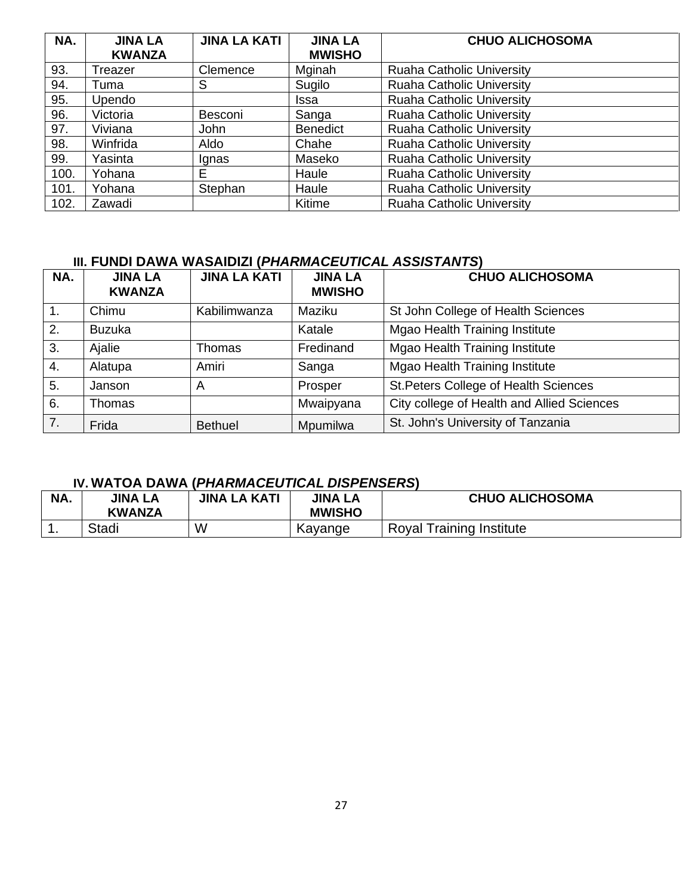| NA. | JINA LA KWANZA | JINA LA KATI | JINA LA MWISHO | CHUO ALICHOSOMA |
|---|---|---|---|---|
| 93. | Treazer | Clemence | Mginah | Ruaha Catholic University |
| 94. | Tuma | S | Sugilo | Ruaha Catholic University |
| 95. | Upendo | | Issa | Ruaha Catholic University |
| 96. | Victoria | Besconi | Sanga | Ruaha Catholic University |
| 97. | Viviana | John | Benedict | Ruaha Catholic University |
| 98. | Winfrida | Aldo | Chahe | Ruaha Catholic University |
| 99. | Yasinta | Ignas | Maseko | Ruaha Catholic University |
| 100. | Yohana | E | Haule | Ruaha Catholic University |
| 101. | Yohana | Stephan | Haule | Ruaha Catholic University |
| 102. | Zawadi | | Kitime | Ruaha Catholic University |

### III. FUNDI DAWA WASAIDIZI (*PHARMACEUTICAL ASSISTANTS*)

| NA. | JINA LA KWANZA | JINA LA KATI | JINA LA MWISHO | CHUO ALICHOSOMA |
|---|---|---|---|---|
| 1. | Chimu | Kabilimwanza | Maziku | St John College of Health Sciences |
| 2. | Buzuka | | Katale | Mgao Health Training Institute |
| 3. | Ajalie | Thomas | Fredinand | Mgao Health Training Institute |
| 4. | Alatupa | Amiri | Sanga | Mgao Health Training Institute |
| 5. | Janson | A | Prosper | St.Peters College of Health Sciences |
| 6. | Thomas | | Mwaipyana | City college of Health and Allied Sciences |
| 7. | Frida | Bethuel | Mpumilwa | St. John's University of Tanzania |

### IV. WATOA DAWA (*PHARMACEUTICAL DISPENSERS*)

| NA. | JINA LA KWANZA | JINA LA KATI | JINA LA MWISHO | CHUO ALICHOSOMA |
|---|---|---|---|---|
| 1. | Stadi | W | Kayange | Royal Training Institute |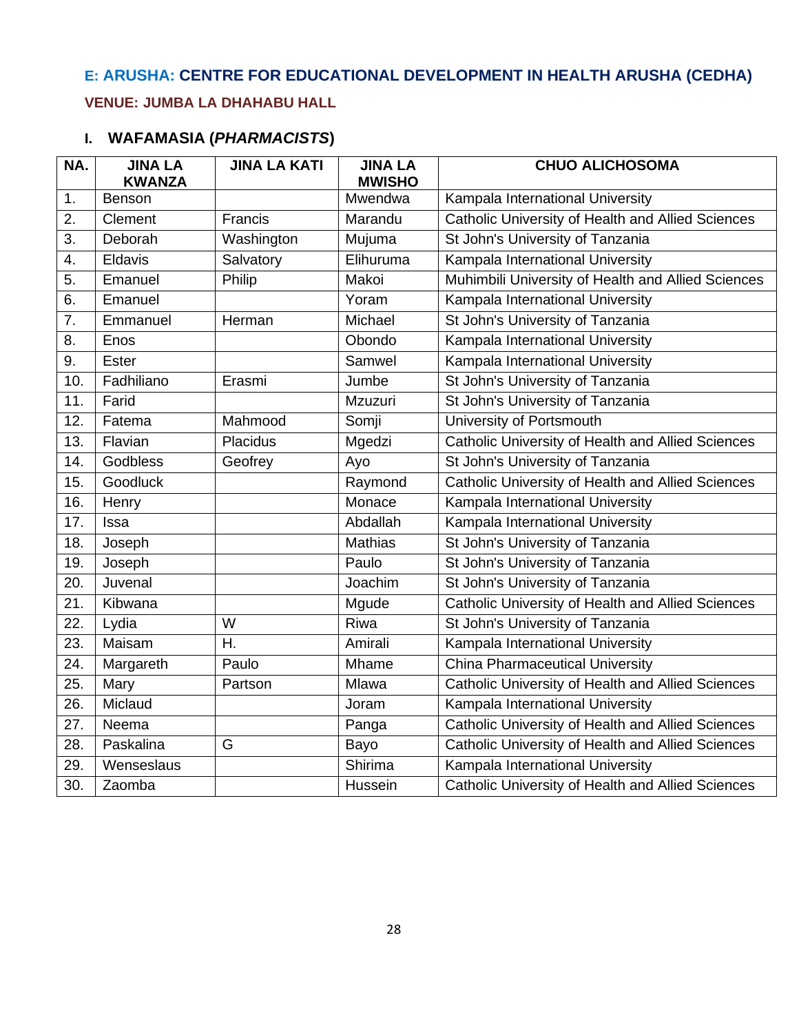## E: ARUSHA: CENTRE FOR EDUCATIONAL DEVELOPMENT IN HEALTH ARUSHA (CEDHA)

### VENUE: JUMBA LA DHAHABU HALL

### I. WAFAMASIA (*PHARMACISTS*)

| NA. | JINA LA KWANZA | JINA LA KATI | JINA LA MWISHO | CHUO ALICHOSOMA |
|---|---|---|---|---|
| 1. | Benson | | Mwendwa | Kampala International University |
| 2. | Clement | Francis | Marandu | Catholic University of Health and Allied Sciences |
| 3. | Deborah | Washington | Mujuma | St John's University of Tanzania |
| 4. | Eldavis | Salvatory | Elihuruma | Kampala International University |
| 5. | Emanuel | Philip | Makoi | Muhimbili University of Health and Allied Sciences |
| 6. | Emanuel | | Yoram | Kampala International University |
| 7. | Emmanuel | Herman | Michael | St John's University of Tanzania |
| 8. | Enos | | Obondo | Kampala International University |
| 9. | Ester | | Samwel | Kampala International University |
| 10. | Fadhiliano | Erasmi | Jumbe | St John's University of Tanzania |
| 11. | Farid | | Mzuzuri | St John's University of Tanzania |
| 12. | Fatema | Mahmood | Somji | University of Portsmouth |
| 13. | Flavian | Placidus | Mgedzi | Catholic University of Health and Allied Sciences |
| 14. | Godbless | Geofrey | Ayo | St John's University of Tanzania |
| 15. | Goodluck | | Raymond | Catholic University of Health and Allied Sciences |
| 16. | Henry | | Monace | Kampala International University |
| 17. | Issa | | Abdallah | Kampala International University |
| 18. | Joseph | | Mathias | St John's University of Tanzania |
| 19. | Joseph | | Paulo | St John's University of Tanzania |
| 20. | Juvenal | | Joachim | St John's University of Tanzania |
| 21. | Kibwana | | Mgude | Catholic University of Health and Allied Sciences |
| 22. | Lydia | W | Riwa | St John's University of Tanzania |
| 23. | Maisam | H. | Amirali | Kampala International University |
| 24. | Margareth | Paulo | Mhame | China Pharmaceutical University |
| 25. | Mary | Partson | Mlawa | Catholic University of Health and Allied Sciences |
| 26. | Miclaud | | Joram | Kampala International University |
| 27. | Neema | | Panga | Catholic University of Health and Allied Sciences |
| 28. | Paskalina | G | Bayo | Catholic University of Health and Allied Sciences |
| 29. | Wenseslaus | | Shirima | Kampala International University |
| 30. | Zaomba | | Hussein | Catholic University of Health and Allied Sciences |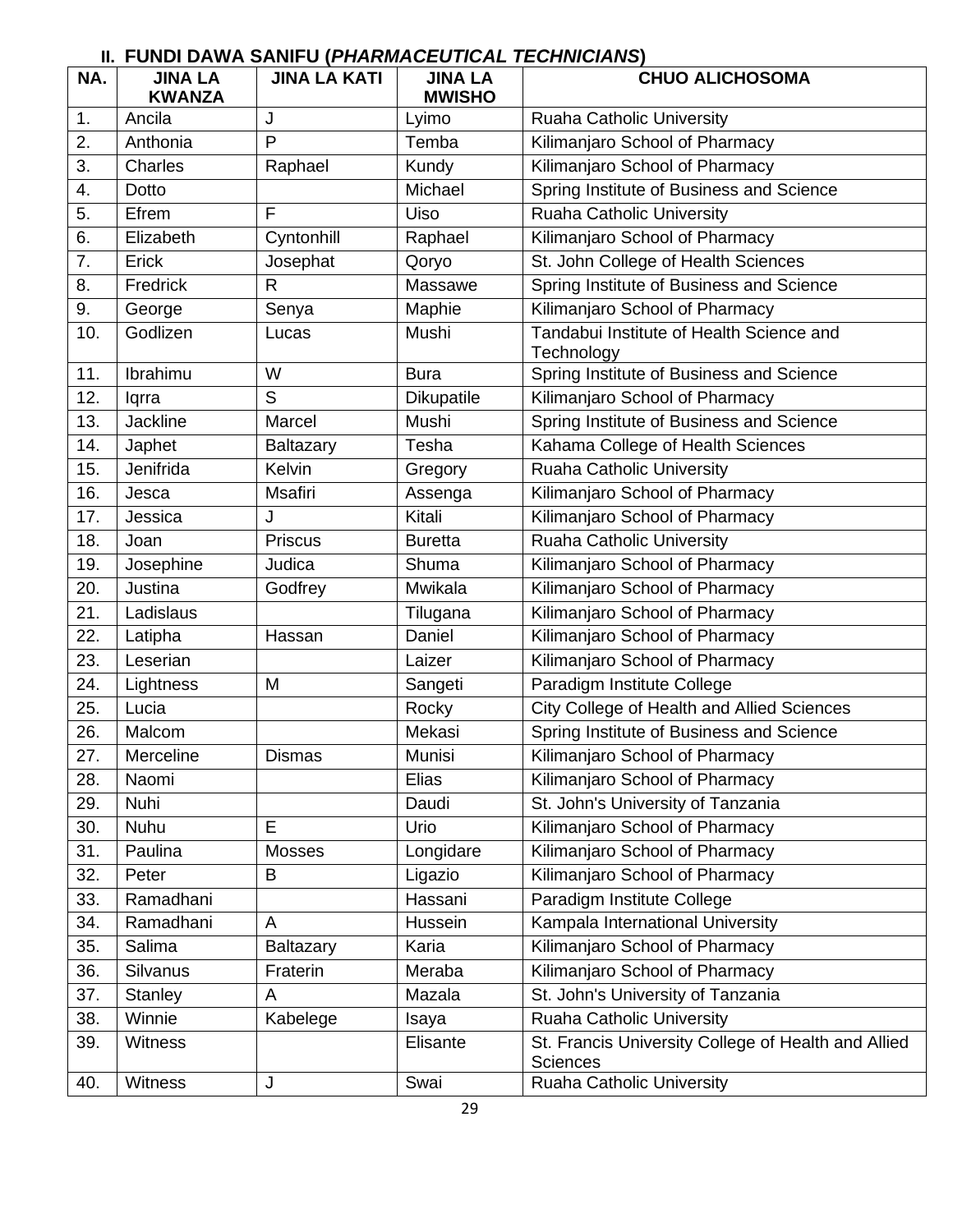## II. FUNDI DAWA SANIFU (*PHARMACEUTICAL TECHNICIANS*)

| NA. | JINA LA KWANZA | JINA LA KATI | JINA LA MWISHO | CHUO ALICHOSOMA |
|---|---|---|---|---|
| 1. | Ancila | J | Lyimo | Ruaha Catholic University |
| 2. | Anthonia | P | Temba | Kilimanjaro School of Pharmacy |
| 3. | Charles | Raphael | Kundy | Kilimanjaro School of Pharmacy |
| 4. | Dotto | | Michael | Spring Institute of Business and Science |
| 5. | Efrem | F | Uiso | Ruaha Catholic University |
| 6. | Elizabeth | Cyntonhill | Raphael | Kilimanjaro School of Pharmacy |
| 7. | Erick | Josephat | Qoryo | St. John College of Health Sciences |
| 8. | Fredrick | R | Massawe | Spring Institute of Business and Science |
| 9. | George | Senya | Maphie | Kilimanjaro School of Pharmacy |
| 10. | Godlizen | Lucas | Mushi | Tandabui Institute of Health Science and Technology |
| 11. | Ibrahimu | W | Bura | Spring Institute of Business and Science |
| 12. | Iqrra | S | Dikupatile | Kilimanjaro School of Pharmacy |
| 13. | Jackline | Marcel | Mushi | Spring Institute of Business and Science |
| 14. | Japhet | Baltazary | Tesha | Kahama College of Health Sciences |
| 15. | Jenifrida | Kelvin | Gregory | Ruaha Catholic University |
| 16. | Jesca | Msafiri | Assenga | Kilimanjaro School of Pharmacy |
| 17. | Jessica | J | Kitali | Kilimanjaro School of Pharmacy |
| 18. | Joan | Priscus | Buretta | Ruaha Catholic University |
| 19. | Josephine | Judica | Shuma | Kilimanjaro School of Pharmacy |
| 20. | Justina | Godfrey | Mwikala | Kilimanjaro School of Pharmacy |
| 21. | Ladislaus | | Tilugana | Kilimanjaro School of Pharmacy |
| 22. | Latipha | Hassan | Daniel | Kilimanjaro School of Pharmacy |
| 23. | Leserian | | Laizer | Kilimanjaro School of Pharmacy |
| 24. | Lightness | M | Sangeti | Paradigm Institute College |
| 25. | Lucia | | Rocky | City College of Health and Allied Sciences |
| 26. | Malcom | | Mekasi | Spring Institute of Business and Science |
| 27. | Merceline | Dismas | Munisi | Kilimanjaro School of Pharmacy |
| 28. | Naomi | | Elias | Kilimanjaro School of Pharmacy |
| 29. | Nuhi | | Daudi | St. John's University of Tanzania |
| 30. | Nuhu | E | Urio | Kilimanjaro School of Pharmacy |
| 31. | Paulina | Mosses | Longidare | Kilimanjaro School of Pharmacy |
| 32. | Peter | B | Ligazio | Kilimanjaro School of Pharmacy |
| 33. | Ramadhani | | Hassani | Paradigm Institute College |
| 34. | Ramadhani | A | Hussein | Kampala International University |
| 35. | Salima | Baltazary | Karia | Kilimanjaro School of Pharmacy |
| 36. | Silvanus | Fraterin | Meraba | Kilimanjaro School of Pharmacy |
| 37. | Stanley | A | Mazala | St. John's University of Tanzania |
| 38. | Winnie | Kabelege | Isaya | Ruaha Catholic University |
| 39. | Witness | | Elisante | St. Francis University College of Health and Allied Sciences |
| 40. | Witness | J | Swai | Ruaha Catholic University |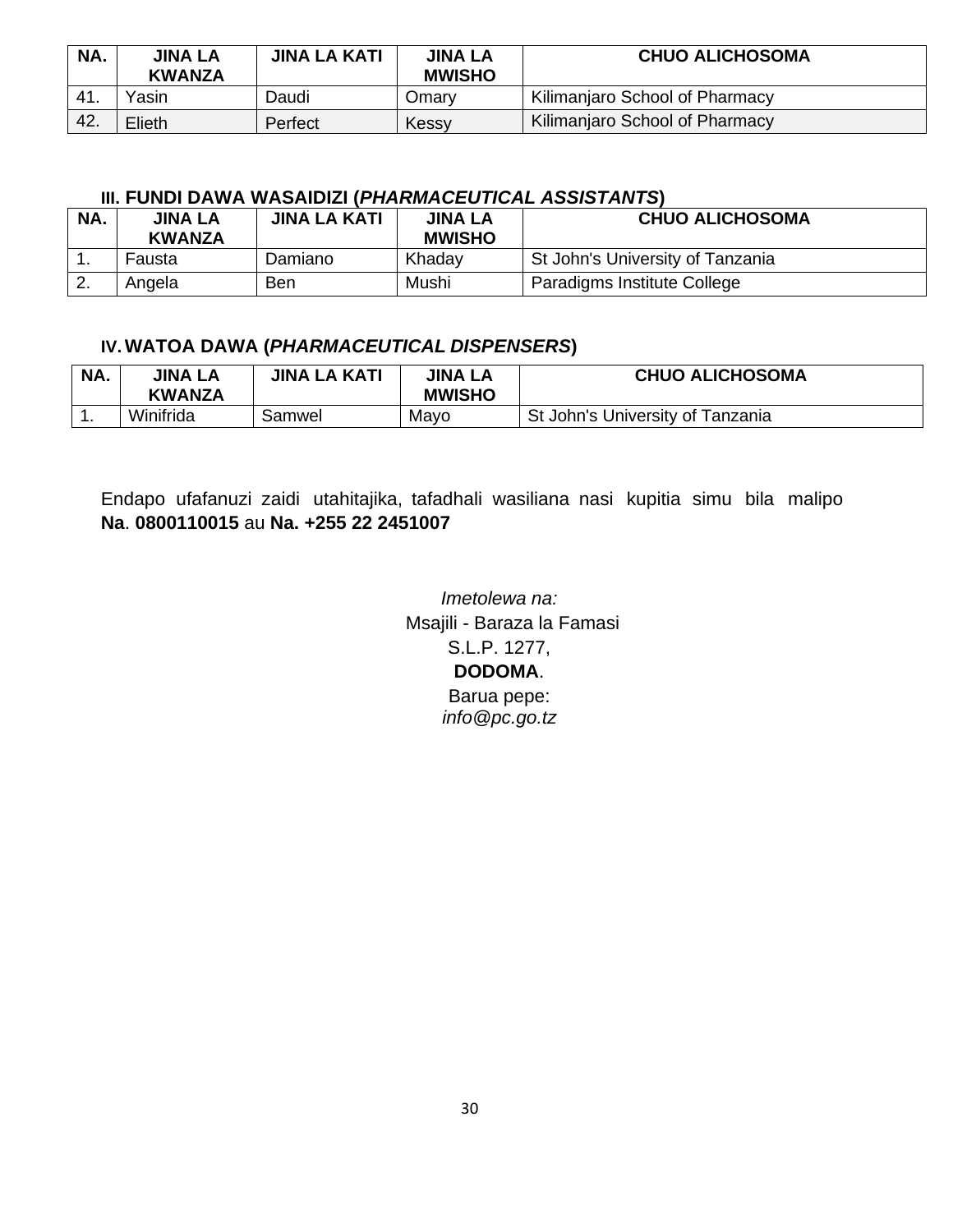| NA. | JINA LA KWANZA | JINA LA KATI | JINA LA MWISHO | CHUO ALICHOSOMA |
|---|---|---|---|---|
| 41. | Yasin | Daudi | Omary | Kilimanjaro School of Pharmacy |
| 42. | Elieth | Perfect | Kessy | Kilimanjaro School of Pharmacy |

### III. FUNDI DAWA WASAIDIZI (*PHARMACEUTICAL ASSISTANTS*)

| NA. | JINA LA KWANZA | JINA LA KATI | JINA LA MWISHO | CHUO ALICHOSOMA |
|---|---|---|---|---|
| 1. | Fausta | Damiano | Khaday | St John's University of Tanzania |
| 2. | Angela | Ben | Mushi | Paradigms Institute College |

### IV. WATOA DAWA (*PHARMACEUTICAL DISPENSERS*)

| NA. | JINA LA KWANZA | JINA LA KATI | JINA LA MWISHO | CHUO ALICHOSOMA |
|---|---|---|---|---|
| 1. | Winifrida | Samwel | Mayo | St John's University of Tanzania |

Endapo ufafanuzi zaidi utahitajika, tafadhali wasiliana nasi kupitia simu bila malipo **Na**. **0800110015** au **Na. +255 22 2451007**

*Imetolewa na:*
Msajili - Baraza la Famasi
S.L.P. 1277,
**DODOMA**.
Barua pepe:
*info@pc.go.tz*